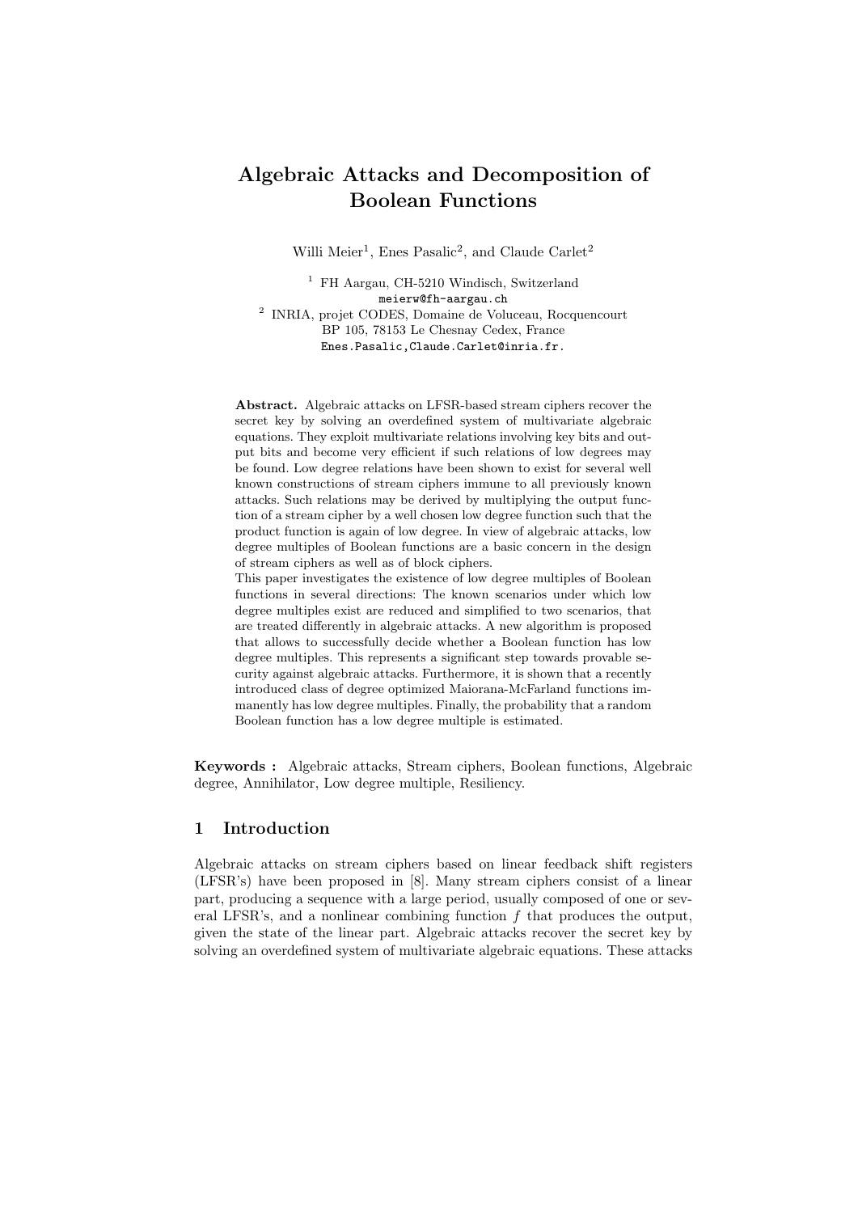# Algebraic Attacks and Decomposition of Boolean Functions

Willi Meier[1], Enes Pasalic[2], and Claude Carlet[2]

[1] FH Aargau, CH-5210 Windisch, Switzerland
meierw@fh-aargau.ch

[2] INRIA, projet CODES, Domaine de Voluceau, Rocquencourt
BP 105, 78153 Le Chesnay Cedex, France
Enes.Pasalic,Claude.Carlet@inria.fr.

**Abstract.** Algebraic attacks on LFSR-based stream ciphers recover the secret key by solving an overdefined system of multivariate algebraic equations. They exploit multivariate relations involving key bits and output bits and become very efficient if such relations of low degrees may be found. Low degree relations have been shown to exist for several well known constructions of stream ciphers immune to all previously known attacks. Such relations may be derived by multiplying the output function of a stream cipher by a well chosen low degree function such that the product function is again of low degree. In view of algebraic attacks, low degree multiples of Boolean functions are a basic concern in the design of stream ciphers as well as of block ciphers.

This paper investigates the existence of low degree multiples of Boolean functions in several directions: The known scenarios under which low degree multiples exist are reduced and simplified to two scenarios, that are treated differently in algebraic attacks. A new algorithm is proposed that allows to successfully decide whether a Boolean function has low degree multiples. This represents a significant step towards provable security against algebraic attacks. Furthermore, it is shown that a recently introduced class of degree optimized Maiorana-McFarland functions immanently has low degree multiples. Finally, the probability that a random Boolean function has a low degree multiple is estimated.

**Keywords :** Algebraic attacks, Stream ciphers, Boolean functions, Algebraic degree, Annihilator, Low degree multiple, Resiliency.

## 1 Introduction

Algebraic attacks on stream ciphers based on linear feedback shift registers (LFSR's) have been proposed in [8]. Many stream ciphers consist of a linear part, producing a sequence with a large period, usually composed of one or several LFSR's, and a nonlinear combining function $f$ that produces the output, given the state of the linear part. Algebraic attacks recover the secret key by solving an overdefined system of multivariate algebraic equations. These attacks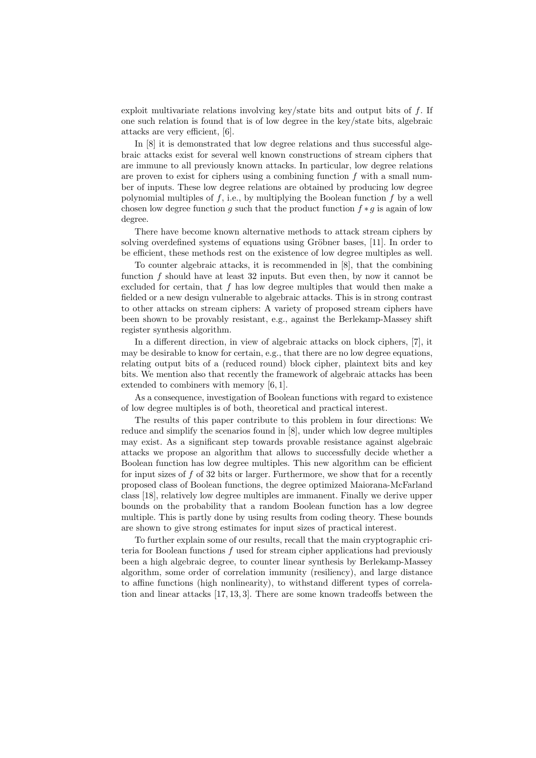exploit multivariate relations involving key/state bits and output bits of $f$. If one such relation is found that is of low degree in the key/state bits, algebraic attacks are very efficient, [6].

In [8] it is demonstrated that low degree relations and thus successful algebraic attacks exist for several well known constructions of stream ciphers that are immune to all previously known attacks. In particular, low degree relations are proven to exist for ciphers using a combining function $f$ with a small number of inputs. These low degree relations are obtained by producing low degree polynomial multiples of $f$, i.e., by multiplying the Boolean function $f$ by a well chosen low degree function $g$ such that the product function $f * g$ is again of low degree.

There have become known alternative methods to attack stream ciphers by solving overdefined systems of equations using Gröbner bases, [11]. In order to be efficient, these methods rest on the existence of low degree multiples as well.

To counter algebraic attacks, it is recommended in [8], that the combining function $f$ should have at least 32 inputs. But even then, by now it cannot be excluded for certain, that $f$ has low degree multiples that would then make a fielded or a new design vulnerable to algebraic attacks. This is in strong contrast to other attacks on stream ciphers: A variety of proposed stream ciphers have been shown to be provably resistant, e.g., against the Berlekamp-Massey shift register synthesis algorithm.

In a different direction, in view of algebraic attacks on block ciphers, [7], it may be desirable to know for certain, e.g., that there are no low degree equations, relating output bits of a (reduced round) block cipher, plaintext bits and key bits. We mention also that recently the framework of algebraic attacks has been extended to combiners with memory [6, 1].

As a consequence, investigation of Boolean functions with regard to existence of low degree multiples is of both, theoretical and practical interest.

The results of this paper contribute to this problem in four directions: We reduce and simplify the scenarios found in [8], under which low degree multiples may exist. As a significant step towards provable resistance against algebraic attacks we propose an algorithm that allows to successfully decide whether a Boolean function has low degree multiples. This new algorithm can be efficient for input sizes of $f$ of 32 bits or larger. Furthermore, we show that for a recently proposed class of Boolean functions, the degree optimized Maiorana-McFarland class [18], relatively low degree multiples are immanent. Finally we derive upper bounds on the probability that a random Boolean function has a low degree multiple. This is partly done by using results from coding theory. These bounds are shown to give strong estimates for input sizes of practical interest.

To further explain some of our results, recall that the main cryptographic criteria for Boolean functions $f$ used for stream cipher applications had previously been a high algebraic degree, to counter linear synthesis by Berlekamp-Massey algorithm, some order of correlation immunity (resiliency), and large distance to affine functions (high nonlinearity), to withstand different types of correlation and linear attacks [17, 13, 3]. There are some known tradeoffs between the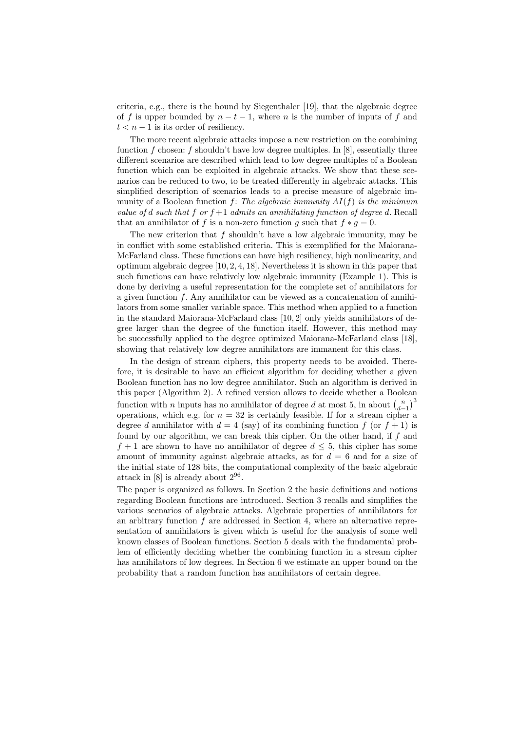criteria, e.g., there is the bound by Siegenthaler [19], that the algebraic degree of $f$ is upper bounded by $n - t - 1$, where $n$ is the number of inputs of $f$ and $t < n - 1$ is its order of resiliency.

The more recent algebraic attacks impose a new restriction on the combining function $f$ chosen: $f$ shouldn't have low degree multiples. In [8], essentially three different scenarios are described which lead to low degree multiples of a Boolean function which can be exploited in algebraic attacks. We show that these scenarios can be reduced to two, to be treated differently in algebraic attacks. This simplified description of scenarios leads to a precise measure of algebraic immunity of a Boolean function $f$: *The algebraic immunity $AI(f)$ is the minimum value of $d$ such that $f$ or $f+1$ admits an annihilating function of degree $d$.* Recall that an annihilator of $f$ is a non-zero function $g$ such that $f * g = 0$.

The new criterion that $f$ shouldn't have a low algebraic immunity, may be in conflict with some established criteria. This is exemplified for the Maiorana-McFarland class. These functions can have high resiliency, high nonlinearity, and optimum algebraic degree [10, 2, 4, 18]. Nevertheless it is shown in this paper that such functions can have relatively low algebraic immunity (Example 1). This is done by deriving a useful representation for the complete set of annihilators for a given function $f$. Any annihilator can be viewed as a concatenation of annihilators from some smaller variable space. This method when applied to a function in the standard Maiorana-McFarland class [10, 2] only yields annihilators of degree larger than the degree of the function itself. However, this method may be successfully applied to the degree optimized Maiorana-McFarland class [18], showing that relatively low degree annihilators are immanent for this class.

In the design of stream ciphers, this property needs to be avoided. Therefore, it is desirable to have an efficient algorithm for deciding whether a given Boolean function has no low degree annihilator. Such an algorithm is derived in this paper (Algorithm 2). A refined version allows to decide whether a Boolean function with $n$ inputs has no annihilator of degree $d$ at most 5, in about $\binom{n}{d-1}^3$ operations, which e.g. for $n = 32$ is certainly feasible. If for a stream cipher a degree $d$ annihilator with $d = 4$ (say) of its combining function $f$ (or $f+1$) is found by our algorithm, we can break this cipher. On the other hand, if $f$ and $f+1$ are shown to have no annihilator of degree $d \leq 5$, this cipher has some amount of immunity against algebraic attacks, as for $d = 6$ and for a size of the initial state of 128 bits, the computational complexity of the basic algebraic attack in [8] is already about $2^{96}$.

The paper is organized as follows. In Section 2 the basic definitions and notions regarding Boolean functions are introduced. Section 3 recalls and simplifies the various scenarios of algebraic attacks. Algebraic properties of annihilators for an arbitrary function $f$ are addressed in Section 4, where an alternative representation of annihilators is given which is useful for the analysis of some well known classes of Boolean functions. Section 5 deals with the fundamental problem of efficiently deciding whether the combining function in a stream cipher has annihilators of low degrees. In Section 6 we estimate an upper bound on the probability that a random function has annihilators of certain degree.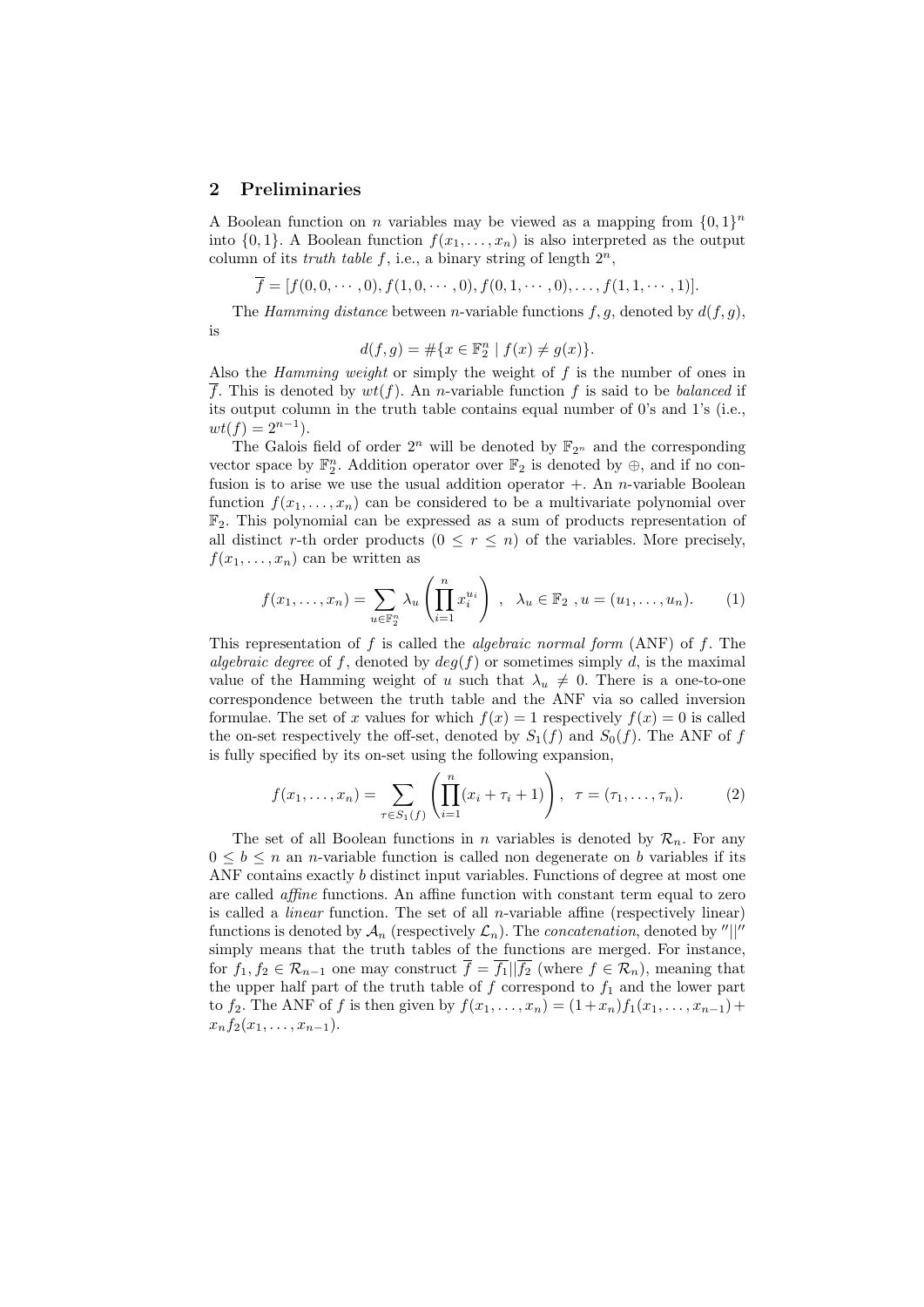## 2 Preliminaries

A Boolean function on $n$ variables may be viewed as a mapping from $\{0,1\}^n$ into $\{0,1\}$. A Boolean function $f(x_1,\ldots,x_n)$ is also interpreted as the output column of its *truth table* $f$, i.e., a binary string of length $2^n$,

$$\overline{f} = [f(0,0,\cdots,0), f(1,0,\cdots,0), f(0,1,\cdots,0),\ldots, f(1,1,\cdots,1)].$$

The *Hamming distance* between $n$-variable functions $f,g$, denoted by $d(f,g)$, is

$$d(f,g) = \#\{x \in \mathbb{F}_2^n \mid f(x) \neq g(x)\}.$$

Also the *Hamming weight* or simply the weight of $f$ is the number of ones in $\overline{f}$. This is denoted by $wt(f)$. An $n$-variable function $f$ is said to be *balanced* if its output column in the truth table contains equal number of 0's and 1's (i.e., $wt(f) = 2^{n-1}$).

The Galois field of order $2^n$ will be denoted by $\mathbb{F}_{2^n}$ and the corresponding vector space by $\mathbb{F}_2^n$. Addition operator over $\mathbb{F}_2$ is denoted by $\oplus$, and if no confusion is to arise we use the usual addition operator $+$. An $n$-variable Boolean function $f(x_1,\ldots,x_n)$ can be considered to be a multivariate polynomial over $\mathbb{F}_2$. This polynomial can be expressed as a sum of products representation of all distinct $r$-th order products $(0 \leq r \leq n)$ of the variables. More precisely, $f(x_1,\ldots,x_n)$ can be written as

$$f(x_1,\ldots,x_n) = \sum_{u \in \mathbb{F}_2^n} \lambda_u \left(\prod_{i=1}^{n} x_i^{u_i}\right), \quad \lambda_u \in \mathbb{F}_2, u = (u_1,\ldots,u_n). \tag{1}$$

This representation of $f$ is called the *algebraic normal form* (ANF) of $f$. The *algebraic degree* of $f$, denoted by $deg(f)$ or sometimes simply $d$, is the maximal value of the Hamming weight of $u$ such that $\lambda_u \neq 0$. There is a one-to-one correspondence between the truth table and the ANF via so called inversion formulae. The set of $x$ values for which $f(x) = 1$ respectively $f(x) = 0$ is called the on-set respectively the off-set, denoted by $S_1(f)$ and $S_0(f)$. The ANF of $f$ is fully specified by its on-set using the following expansion,

$$f(x_1,\ldots,x_n) = \sum_{\tau \in S_1(f)} \left(\prod_{i=1}^{n}(x_i + \tau_i + 1)\right), \quad \tau = (\tau_1,\ldots,\tau_n). \tag{2}$$

The set of all Boolean functions in $n$ variables is denoted by $\mathcal{R}_n$. For any $0 \leq b \leq n$ an $n$-variable function is called non degenerate on $b$ variables if its ANF contains exactly $b$ distinct input variables. Functions of degree at most one are called *affine* functions. An affine function with constant term equal to zero is called a *linear* function. The set of all $n$-variable affine (respectively linear) functions is denoted by $\mathcal{A}_n$ (respectively $\mathcal{L}_n$). The *concatenation*, denoted by $''||''$ simply means that the truth tables of the functions are merged. For instance, for $f_1, f_2 \in \mathcal{R}_{n-1}$ one may construct $\overline{f} = \overline{f_1}||\overline{f_2}$ (where $f \in \mathcal{R}_n$), meaning that the upper half part of the truth table of $f$ correspond to $f_1$ and the lower part to $f_2$. The ANF of $f$ is then given by $f(x_1,\ldots,x_n) = (1+x_n)f_1(x_1,\ldots,x_{n-1}) + x_n f_2(x_1,\ldots,x_{n-1})$.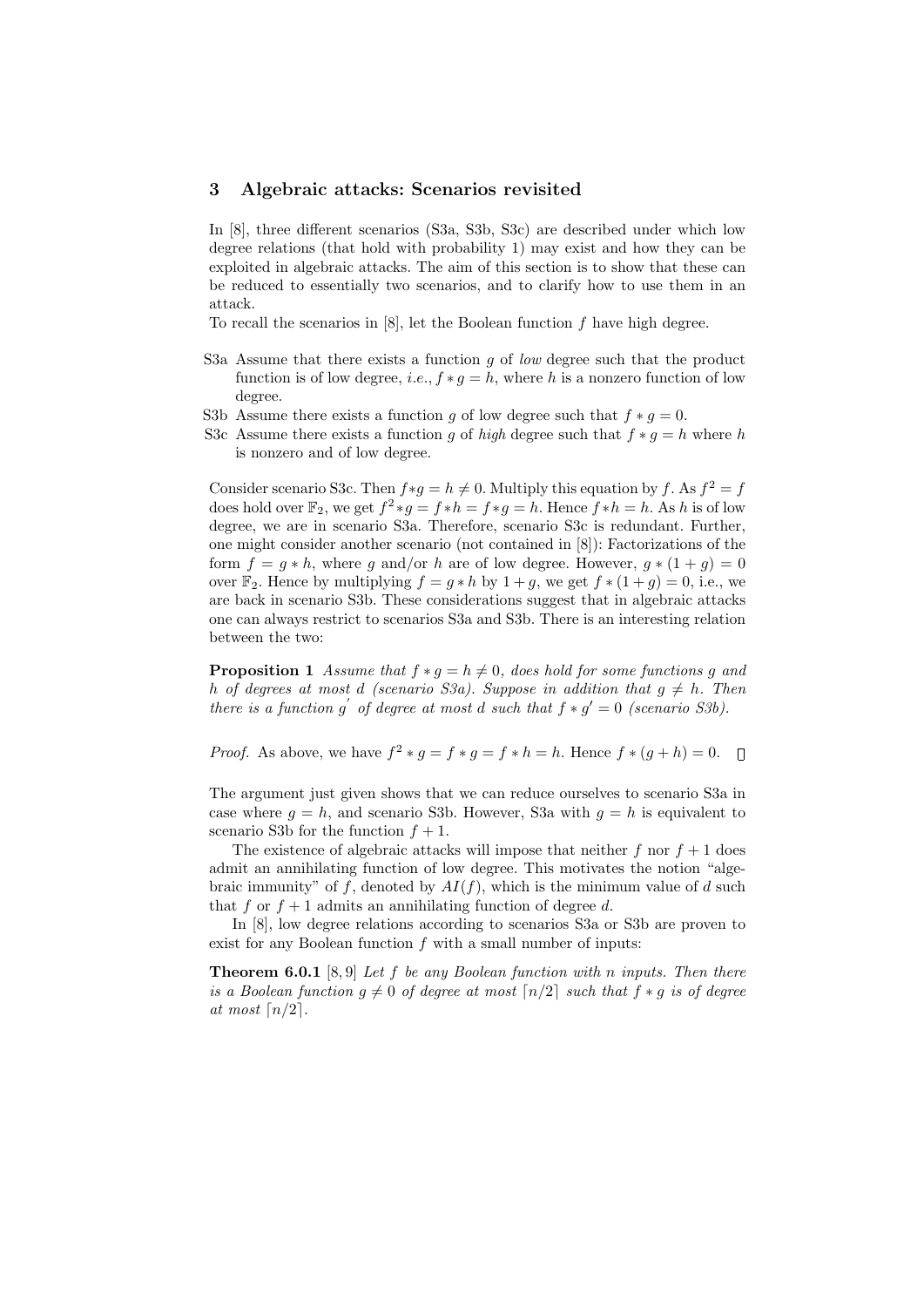## 3 Algebraic attacks: Scenarios revisited

In [8], three different scenarios (S3a, S3b, S3c) are described under which low degree relations (that hold with probability 1) may exist and how they can be exploited in algebraic attacks. The aim of this section is to show that these can be reduced to essentially two scenarios, and to clarify how to use them in an attack.

To recall the scenarios in [8], let the Boolean function $f$ have high degree.

- S3a Assume that there exists a function $g$ of *low* degree such that the product function is of low degree, *i.e.*, $f * g = h$, where $h$ is a nonzero function of low degree.
- S3b Assume there exists a function $g$ of low degree such that $f * g = 0$.
- S3c Assume there exists a function $g$ of *high* degree such that $f * g = h$ where $h$ is nonzero and of low degree.

Consider scenario S3c. Then $f * g = h \neq 0$. Multiply this equation by $f$. As $f^2 = f$ does hold over $\mathbb{F}_2$, we get $f^2 * g = f * h = f * g = h$. Hence $f * h = h$. As $h$ is of low degree, we are in scenario S3a. Therefore, scenario S3c is redundant. Further, one might consider another scenario (not contained in [8]): Factorizations of the form $f = g * h$, where $g$ and/or $h$ are of low degree. However, $g * (1 + g) = 0$ over $\mathbb{F}_2$. Hence by multiplying $f = g * h$ by $1 + g$, we get $f * (1 + g) = 0$, i.e., we are back in scenario S3b. These considerations suggest that in algebraic attacks one can always restrict to scenarios S3a and S3b. There is an interesting relation between the two:

**Proposition 1** *Assume that $f * g = h \neq 0$, does hold for some functions $g$ and $h$ of degrees at most $d$ (scenario S3a). Suppose in addition that $g \neq h$. Then there is a function $g'$ of degree at most $d$ such that $f * g' = 0$ (scenario S3b).*

*Proof.* As above, we have $f^2 * g = f * g = f * h = h$. Hence $f * (g + h) = 0$. $\square$

The argument just given shows that we can reduce ourselves to scenario S3a in case where $g = h$, and scenario S3b. However, S3a with $g = h$ is equivalent to scenario S3b for the function $f + 1$.

The existence of algebraic attacks will impose that neither $f$ nor $f + 1$ does admit an annihilating function of low degree. This motivates the notion "algebraic immunity" of $f$, denoted by $AI(f)$, which is the minimum value of $d$ such that $f$ or $f + 1$ admits an annihilating function of degree $d$.

In [8], low degree relations according to scenarios S3a or S3b are proven to exist for any Boolean function $f$ with a small number of inputs:

**Theorem 6.0.1** [8, 9] *Let $f$ be any Boolean function with $n$ inputs. Then there is a Boolean function $g \neq 0$ of degree at most $\lceil n/2 \rceil$ such that $f * g$ is of degree at most $\lceil n/2 \rceil$.*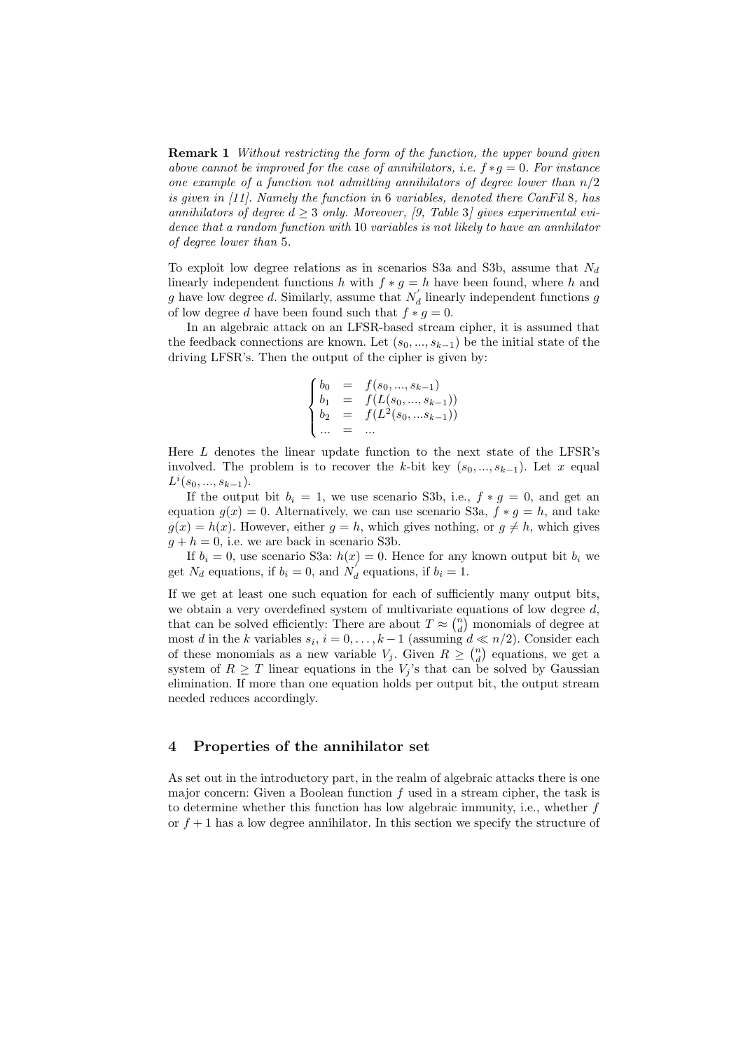**Remark 1** *Without restricting the form of the function, the upper bound given above cannot be improved for the case of annihilators, i.e. $f * g = 0$. For instance one example of a function not admitting annihilators of degree lower than $n/2$ is given in [11]. Namely the function in 6 variables, denoted there CanFil 8, has annihilators of degree $d \geq 3$ only. Moreover, [9, Table 3] gives experimental evidence that a random function with 10 variables is not likely to have an annhilator of degree lower than 5.*

To exploit low degree relations as in scenarios S3a and S3b, assume that $N_d$ linearly independent functions $h$ with $f * g = h$ have been found, where $h$ and $g$ have low degree $d$. Similarly, assume that $N_d^{'}$ linearly independent functions $g$ of low degree $d$ have been found such that $f * g = 0$.

In an algebraic attack on an LFSR-based stream cipher, it is assumed that the feedback connections are known. Let $(s_0, ..., s_{k-1})$ be the initial state of the driving LFSR's. Then the output of the cipher is given by:

$$\begin{cases} b_0 &= f(s_0, ..., s_{k-1}) \\ b_1 &= f(L(s_0, ..., s_{k-1})) \\ b_2 &= f(L^2(s_0, ...s_{k-1})) \\ ... &= ... \end{cases}$$

Here $L$ denotes the linear update function to the next state of the LFSR's involved. The problem is to recover the $k$-bit key $(s_0, ..., s_{k-1})$. Let $x$ equal $L^i(s_0, ..., s_{k-1})$.

If the output bit $b_i = 1$, we use scenario S3b, i.e., $f * g = 0$, and get an equation $g(x) = 0$. Alternatively, we can use scenario S3a, $f * g = h$, and take $g(x) = h(x)$. However, either $g = h$, which gives nothing, or $g \neq h$, which gives $g + h = 0$, i.e. we are back in scenario S3b.

If $b_i = 0$, use scenario S3a: $h(x) = 0$. Hence for any known output bit $b_i$ we get $N_d$ equations, if $b_i = 0$, and $N_d^{'}$ equations, if $b_i = 1$.

If we get at least one such equation for each of sufficiently many output bits, we obtain a very overdefined system of multivariate equations of low degree $d$, that can be solved efficiently: There are about $T \approx \binom{n}{d}$ monomials of degree at most $d$ in the $k$ variables $s_i$, $i = 0, \ldots, k-1$ (assuming $d \ll n/2$). Consider each of these monomials as a new variable $V_j$. Given $R \geq \binom{n}{d}$ equations, we get a system of $R \geq T$ linear equations in the $V_j$'s that can be solved by Gaussian elimination. If more than one equation holds per output bit, the output stream needed reduces accordingly.

## 4 Properties of the annihilator set

As set out in the introductory part, in the realm of algebraic attacks there is one major concern: Given a Boolean function $f$ used in a stream cipher, the task is to determine whether this function has low algebraic immunity, i.e., whether $f$ or $f + 1$ has a low degree annihilator. In this section we specify the structure of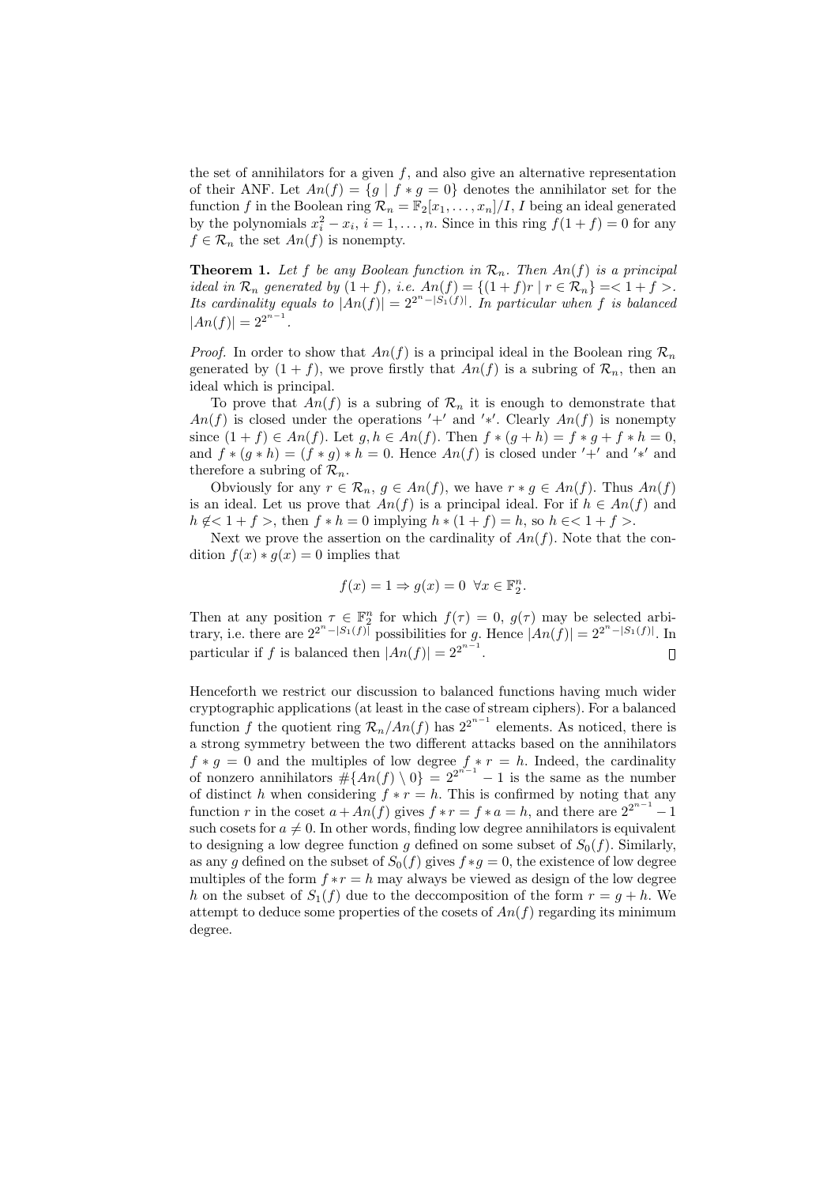the set of annihilators for a given $f$, and also give an alternative representation of their ANF. Let $An(f) = \{g \mid f * g = 0\}$ denotes the annihilator set for the function $f$ in the Boolean ring $\mathcal{R}_n = \mathbb{F}_2[x_1, \ldots, x_n]/I$, $I$ being an ideal generated by the polynomials $x_i^2 - x_i$, $i = 1, \ldots, n$. Since in this ring $f(1+f) = 0$ for any $f \in \mathcal{R}_n$ the set $An(f)$ is nonempty.

**Theorem 1.** *Let $f$ be any Boolean function in $\mathcal{R}_n$. Then $An(f)$ is a principal ideal in $\mathcal{R}_n$ generated by $(1+f)$, i.e. $An(f) = \{(1+f)r \mid r \in \mathcal{R}_n\} =< 1+f >$. Its cardinality equals to $|An(f)| = 2^{2^n - |S_1(f)|}$. In particular when $f$ is balanced $|An(f)| = 2^{2^{n-1}}$.*

*Proof.* In order to show that $An(f)$ is a principal ideal in the Boolean ring $\mathcal{R}_n$ generated by $(1+f)$, we prove firstly that $An(f)$ is a subring of $\mathcal{R}_n$, then an ideal which is principal.

To prove that $An(f)$ is a subring of $\mathcal{R}_n$ it is enough to demonstrate that $An(f)$ is closed under the operations $'+'$ and $'*'$. Clearly $An(f)$ is nonempty since $(1+f) \in An(f)$. Let $g, h \in An(f)$. Then $f * (g+h) = f * g + f * h = 0$, and $f * (g * h) = (f * g) * h = 0$. Hence $An(f)$ is closed under $'+'$ and $'*'$ and therefore a subring of $\mathcal{R}_n$.

Obviously for any $r \in \mathcal{R}_n$, $g \in An(f)$, we have $r * g \in An(f)$. Thus $An(f)$ is an ideal. Let us prove that $An(f)$ is a principal ideal. For if $h \in An(f)$ and $h \notin < 1+f >$, then $f * h = 0$ implying $h * (1+f) = h$, so $h \in < 1+f >$.

Next we prove the assertion on the cardinality of $An(f)$. Note that the condition $f(x) * g(x) = 0$ implies that

$$f(x) = 1 \Rightarrow g(x) = 0 \;\; \forall x \in \mathbb{F}_2^n.$$

Then at any position $\tau \in \mathbb{F}_2^n$ for which $f(\tau) = 0$, $g(\tau)$ may be selected arbitrary, i.e. there are $2^{2^n - |S_1(f)|}$ possibilities for $g$. Hence $|An(f)| = 2^{2^n - |S_1(f)|}$. In particular if $f$ is balanced then $|An(f)| = 2^{2^{n-1}}$. □

Henceforth we restrict our discussion to balanced functions having much wider cryptographic applications (at least in the case of stream ciphers). For a balanced function $f$ the quotient ring $\mathcal{R}_n/An(f)$ has $2^{2^{n-1}}$ elements. As noticed, there is a strong symmetry between the two different attacks based on the annihilators $f * g = 0$ and the multiples of low degree $f * r = h$. Indeed, the cardinality of nonzero annihilators $\#\{An(f) \setminus 0\} = 2^{2^{n-1}} - 1$ is the same as the number of distinct $h$ when considering $f * r = h$. This is confirmed by noting that any function $r$ in the coset $a + An(f)$ gives $f * r = f * a = h$, and there are $2^{2^{n-1}} - 1$ such cosets for $a \neq 0$. In other words, finding low degree annihilators is equivalent to designing a low degree function $g$ defined on some subset of $S_0(f)$. Similarly, as any $g$ defined on the subset of $S_0(f)$ gives $f * g = 0$, the existence of low degree multiples of the form $f * r = h$ may always be viewed as design of the low degree $h$ on the subset of $S_1(f)$ due to the deccomposition of the form $r = g + h$. We attempt to deduce some properties of the cosets of $An(f)$ regarding its minimum degree.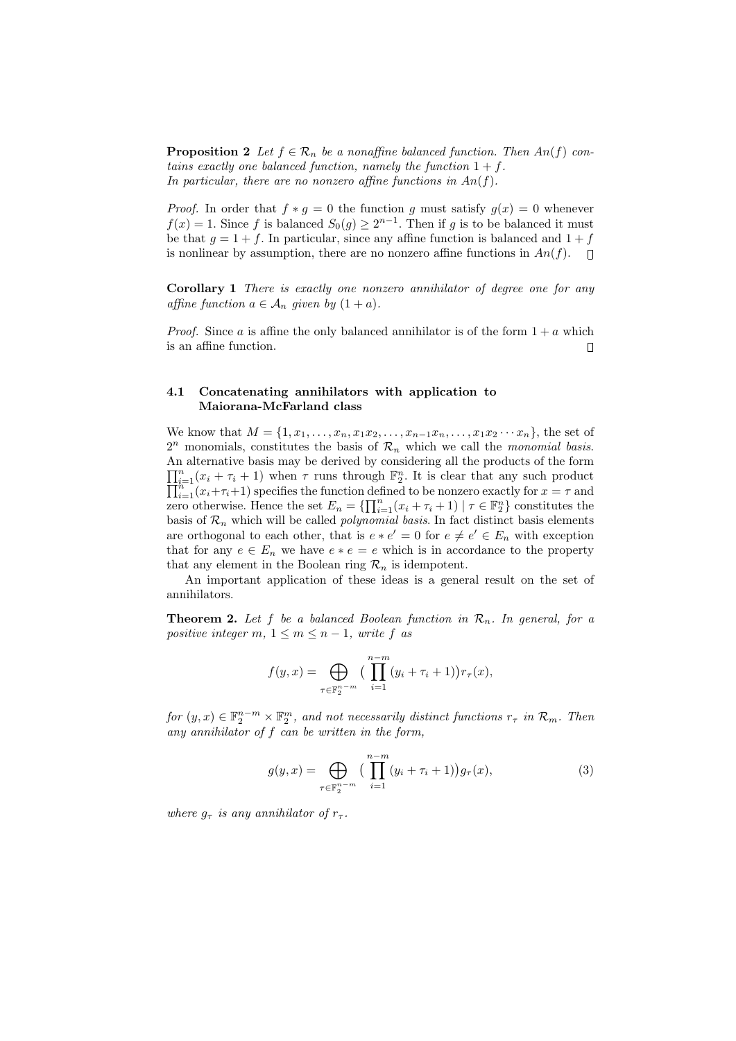**Proposition 2** *Let $f \in \mathcal{R}_n$ be a nonaffine balanced function. Then $An(f)$ contains exactly one balanced function, namely the function $1+f$.*
*In particular, there are no nonzero affine functions in $An(f)$.*

*Proof.* In order that $f * g = 0$ the function $g$ must satisfy $g(x) = 0$ whenever $f(x) = 1$. Since $f$ is balanced $S_0(g) \geq 2^{n-1}$. Then if $g$ is to be balanced it must be that $g = 1 + f$. In particular, since any affine function is balanced and $1+f$ is nonlinear by assumption, there are no nonzero affine functions in $An(f)$. □

**Corollary 1** *There is exactly one nonzero annihilator of degree one for any affine function $a \in \mathcal{A}_n$ given by $(1 + a)$.*

*Proof.* Since $a$ is affine the only balanced annihilator is of the form $1 + a$ which is an affine function. □

### 4.1 Concatenating annihilators with application to Maiorana-McFarland class

We know that $M = \{1, x_1, \ldots, x_n, x_1x_2, \ldots, x_{n-1}x_n, \ldots, x_1x_2\cdots x_n\}$, the set of $2^n$ monomials, constitutes the basis of $\mathcal{R}_n$ which we call the *monomial basis*. An alternative basis may be derived by considering all the products of the form $\prod_{i=1}^{n}(x_i + \tau_i + 1)$ when $\tau$ runs through $\mathbb{F}_2^n$. It is clear that any such product $\prod_{i=1}^{n}(x_i+\tau_i+1)$ specifies the function defined to be nonzero exactly for $x = \tau$ and zero otherwise. Hence the set $E_n = \{\prod_{i=1}^{n}(x_i + \tau_i + 1) \mid \tau \in \mathbb{F}_2^n\}$ constitutes the basis of $\mathcal{R}_n$ which will be called *polynomial basis*. In fact distinct basis elements are orthogonal to each other, that is $e * e' = 0$ for $e \neq e' \in E_n$ with exception that for any $e \in E_n$ we have $e * e = e$ which is in accordance to the property that any element in the Boolean ring $\mathcal{R}_n$ is idempotent.

An important application of these ideas is a general result on the set of annihilators.

**Theorem 2.** *Let $f$ be a balanced Boolean function in $\mathcal{R}_n$. In general, for a positive integer $m$, $1 \leq m \leq n-1$, write $f$ as*

$$f(y, x) = \bigoplus_{\tau \in \mathbb{F}_2^{n-m}} \big(\prod_{i=1}^{n-m}(y_i + \tau_i + 1)\big) r_\tau(x),$$

*for $(y, x) \in \mathbb{F}_2^{n-m} \times \mathbb{F}_2^m$, and not necessarily distinct functions $r_\tau$ in $\mathcal{R}_m$. Then any annihilator of $f$ can be written in the form,*

$$g(y, x) = \bigoplus_{\tau \in \mathbb{F}_2^{n-m}} \big(\prod_{i=1}^{n-m}(y_i + \tau_i + 1)\big) g_\tau(x), \tag{3}$$

*where $g_\tau$ is any annihilator of $r_\tau$.*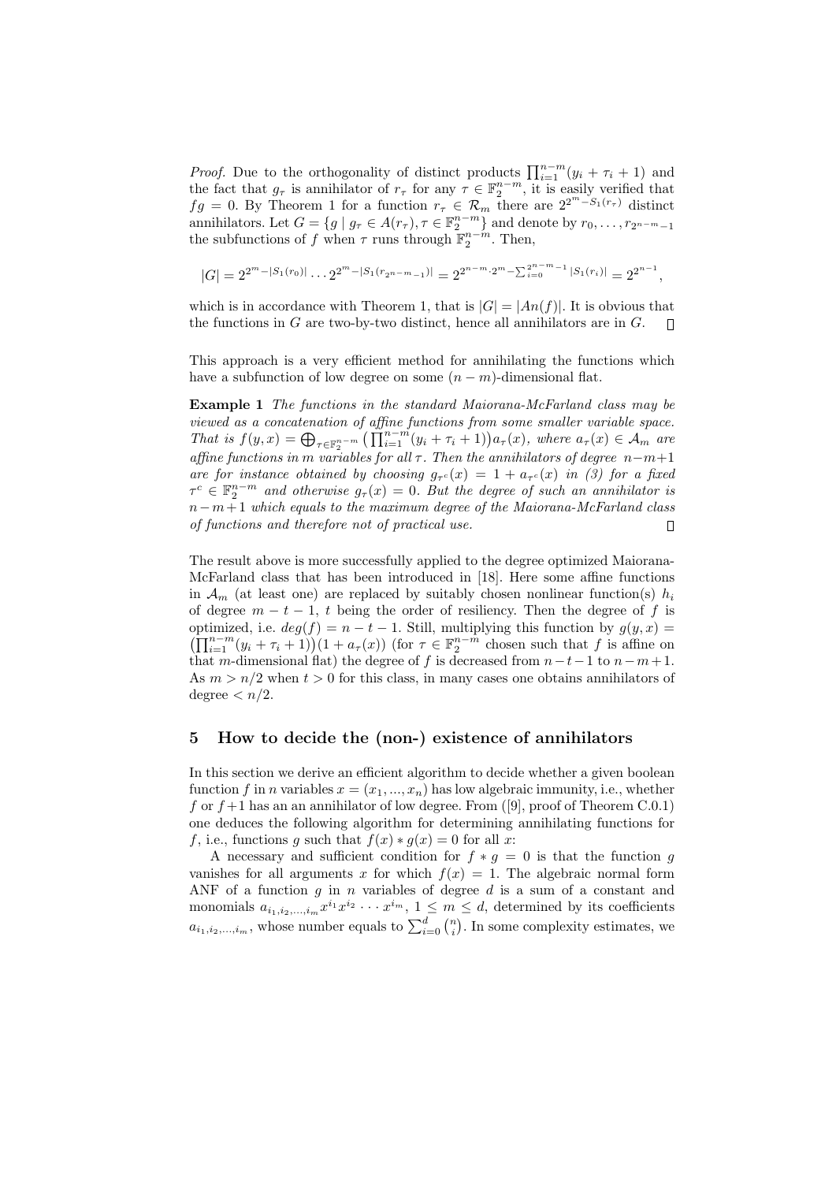*Proof.* Due to the orthogonality of distinct products $\prod_{i=1}^{n-m}(y_i + \tau_i + 1)$ and the fact that $g_\tau$ is annihilator of $r_\tau$ for any $\tau \in \mathbb{F}_2^{n-m}$, it is easily verified that $fg = 0$. By Theorem 1 for a function $r_\tau \in \mathcal{R}_m$ there are $2^{2^m - S_1(r_\tau)}$ distinct annihilators. Let $G = \{g \mid g_\tau \in A(r_\tau), \tau \in \mathbb{F}_2^{n-m}\}$ and denote by $r_0, \ldots, r_{2^{n-m}-1}$ the subfunctions of $f$ when $\tau$ runs through $\mathbb{F}_2^{n-m}$. Then,

$$|G| = 2^{2^m - |S_1(r_0)|} \cdots 2^{2^m - |S_1(r_{2^{n-m}-1})|} = 2^{2^{n-m} \cdot 2^m - \sum_{i=0}^{2^{n-m}-1} |S_1(r_i)|} = 2^{2^{n-1}},$$

which is in accordance with Theorem 1, that is $|G| = |An(f)|$. It is obvious that the functions in $G$ are two-by-two distinct, hence all annihilators are in $G$. $\square$

This approach is a very efficient method for annihilating the functions which have a subfunction of low degree on some $(n-m)$-dimensional flat.

**Example 1** *The functions in the standard Maiorana-McFarland class may be viewed as a concatenation of affine functions from some smaller variable space. That is $f(y,x) = \bigoplus_{\tau \in \mathbb{F}_2^{n-m}} \left(\prod_{i=1}^{n-m}(y_i + \tau_i + 1)\right) a_\tau(x)$, where $a_\tau(x) \in \mathcal{A}_m$ are affine functions in $m$ variables for all $\tau$. Then the annihilators of degree $n-m+1$ are for instance obtained by choosing $g_{\tau^c}(x) = 1 + a_{\tau^c}(x)$ in (3) for a fixed $\tau^c \in \mathbb{F}_2^{n-m}$ and otherwise $g_\tau(x) = 0$. But the degree of such an annihilator is $n-m+1$ which equals to the maximum degree of the Maiorana-McFarland class of functions and therefore not of practical use.* $\square$

The result above is more successfully applied to the degree optimized Maiorana-McFarland class that has been introduced in [18]. Here some affine functions in $\mathcal{A}_m$ (at least one) are replaced by suitably chosen nonlinear function(s) $h_i$ of degree $m-t-1$, $t$ being the order of resiliency. Then the degree of $f$ is optimized, i.e. $deg(f) = n-t-1$. Still, multiplying this function by $g(y,x) = \left(\prod_{i=1}^{n-m}(y_i + \tau_i + 1)\right)(1 + a_\tau(x))$ (for $\tau \in \mathbb{F}_2^{n-m}$ chosen such that $f$ is affine on that $m$-dimensional flat) the degree of $f$ is decreased from $n-t-1$ to $n-m+1$. As $m > n/2$ when $t > 0$ for this class, in many cases one obtains annihilators of degree $< n/2$.

## 5 How to decide the (non-) existence of annihilators

In this section we derive an efficient algorithm to decide whether a given boolean function $f$ in $n$ variables $x = (x_1, ..., x_n)$ has low algebraic immunity, i.e., whether $f$ or $f+1$ has an an annihilator of low degree. From ([9], proof of Theorem C.0.1) one deduces the following algorithm for determining annihilating functions for $f$, i.e., functions $g$ such that $f(x) * g(x) = 0$ for all $x$:

A necessary and sufficient condition for $f * g = 0$ is that the function $g$ vanishes for all arguments $x$ for which $f(x) = 1$. The algebraic normal form ANF of a function $g$ in $n$ variables of degree $d$ is a sum of a constant and monomials $a_{i_1,i_2,...,i_m} x^{i_1} x^{i_2} \cdots x^{i_m}$, $1 \leq m \leq d$, determined by its coefficients $a_{i_1,i_2,...,i_m}$, whose number equals to $\sum_{i=0}^{d} \binom{n}{i}$. In some complexity estimates, we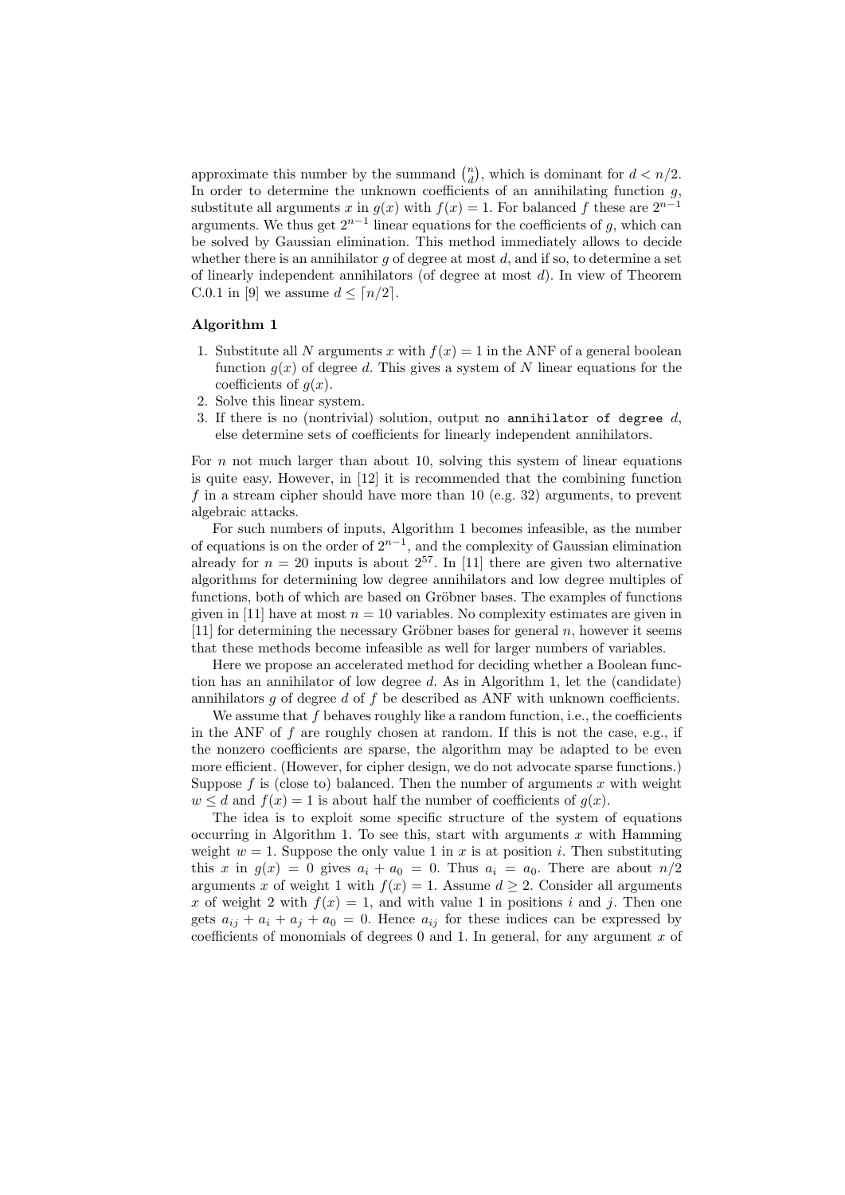approximate this number by the summand $\binom{n}{d}$, which is dominant for $d < n/2$. In order to determine the unknown coefficients of an annihilating function $g$, substitute all arguments $x$ in $g(x)$ with $f(x) = 1$. For balanced $f$ these are $2^{n-1}$ arguments. We thus get $2^{n-1}$ linear equations for the coefficients of $g$, which can be solved by Gaussian elimination. This method immediately allows to decide whether there is an annihilator $g$ of degree at most $d$, and if so, to determine a set of linearly independent annihilators (of degree at most $d$). In view of Theorem C.0.1 in [9] we assume $d \leq \lceil n/2 \rceil$.

**Algorithm 1**

1. Substitute all $N$ arguments $x$ with $f(x) = 1$ in the ANF of a general boolean function $g(x)$ of degree $d$. This gives a system of $N$ linear equations for the coefficients of $g(x)$.
2. Solve this linear system.
3. If there is no (nontrivial) solution, output `no annihilator of degree` $d$, else determine sets of coefficients for linearly independent annihilators.

For $n$ not much larger than about 10, solving this system of linear equations is quite easy. However, in [12] it is recommended that the combining function $f$ in a stream cipher should have more than 10 (e.g. 32) arguments, to prevent algebraic attacks.

For such numbers of inputs, Algorithm 1 becomes infeasible, as the number of equations is on the order of $2^{n-1}$, and the complexity of Gaussian elimination already for $n = 20$ inputs is about $2^{57}$. In [11] there are given two alternative algorithms for determining low degree annihilators and low degree multiples of functions, both of which are based on Gröbner bases. The examples of functions given in [11] have at most $n = 10$ variables. No complexity estimates are given in [11] for determining the necessary Gröbner bases for general $n$, however it seems that these methods become infeasible as well for larger numbers of variables.

Here we propose an accelerated method for deciding whether a Boolean function has an annihilator of low degree $d$. As in Algorithm 1, let the (candidate) annihilators $g$ of degree $d$ of $f$ be described as ANF with unknown coefficients.

We assume that $f$ behaves roughly like a random function, i.e., the coefficients in the ANF of $f$ are roughly chosen at random. If this is not the case, e.g., if the nonzero coefficients are sparse, the algorithm may be adapted to be even more efficient. (However, for cipher design, we do not advocate sparse functions.) Suppose $f$ is (close to) balanced. Then the number of arguments $x$ with weight $w \leq d$ and $f(x) = 1$ is about half the number of coefficients of $g(x)$.

The idea is to exploit some specific structure of the system of equations occurring in Algorithm 1. To see this, start with arguments $x$ with Hamming weight $w = 1$. Suppose the only value 1 in $x$ is at position $i$. Then substituting this $x$ in $g(x) = 0$ gives $a_i + a_0 = 0$. Thus $a_i = a_0$. There are about $n/2$ arguments $x$ of weight 1 with $f(x) = 1$. Assume $d \geq 2$. Consider all arguments $x$ of weight 2 with $f(x) = 1$, and with value 1 in positions $i$ and $j$. Then one gets $a_{ij} + a_i + a_j + a_0 = 0$. Hence $a_{ij}$ for these indices can be expressed by coefficients of monomials of degrees 0 and 1. In general, for any argument $x$ of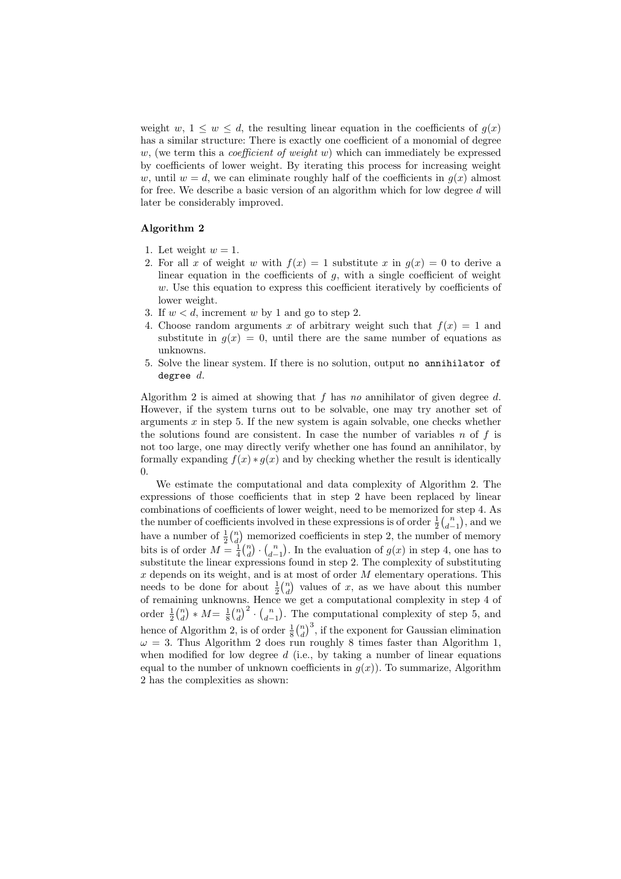weight $w$, $1 \leq w \leq d$, the resulting linear equation in the coefficients of $g(x)$ has a similar structure: There is exactly one coefficient of a monomial of degree $w$, (we term this a *coefficient of weight* $w$) which can immediately be expressed by coefficients of lower weight. By iterating this process for increasing weight $w$, until $w = d$, we can eliminate roughly half of the coefficients in $g(x)$ almost for free. We describe a basic version of an algorithm which for low degree $d$ will later be considerably improved.

**Algorithm 2**

1. Let weight $w = 1$.
2. For all $x$ of weight $w$ with $f(x) = 1$ substitute $x$ in $g(x) = 0$ to derive a linear equation in the coefficients of $g$, with a single coefficient of weight $w$. Use this equation to express this coefficient iteratively by coefficients of lower weight.
3. If $w < d$, increment $w$ by 1 and go to step 2.
4. Choose random arguments $x$ of arbitrary weight such that $f(x) = 1$ and substitute in $g(x) = 0$, until there are the same number of equations as unknowns.
5. Solve the linear system. If there is no solution, output `no annihilator of degree` $d$.

Algorithm 2 is aimed at showing that $f$ has *no* annihilator of given degree $d$. However, if the system turns out to be solvable, one may try another set of arguments $x$ in step 5. If the new system is again solvable, one checks whether the solutions found are consistent. In case the number of variables $n$ of $f$ is not too large, one may directly verify whether one has found an annihilator, by formally expanding $f(x) * g(x)$ and by checking whether the result is identically 0.

We estimate the computational and data complexity of Algorithm 2. The expressions of those coefficients that in step 2 have been replaced by linear combinations of coefficients of lower weight, need to be memorized for step 4. As the number of coefficients involved in these expressions is of order $\frac{1}{2}\binom{n}{d-1}$, and we have a number of $\frac{1}{2}\binom{n}{d}$ memorized coefficients in step 2, the number of memory bits is of order $M = \frac{1}{4}\binom{n}{d} \cdot \binom{n}{d-1}$. In the evaluation of $g(x)$ in step 4, one has to substitute the linear expressions found in step 2. The complexity of substituting $x$ depends on its weight, and is at most of order $M$ elementary operations. This needs to be done for about $\frac{1}{2}\binom{n}{d}$ values of $x$, as we have about this number of remaining unknowns. Hence we get a computational complexity in step 4 of order $\frac{1}{2}\binom{n}{d} * M = \frac{1}{8}\binom{n}{d}^2 \cdot \binom{n}{d-1}$. The computational complexity of step 5, and hence of Algorithm 2, is of order $\frac{1}{8}\binom{n}{d}^3$, if the exponent for Gaussian elimination $\omega = 3$. Thus Algorithm 2 does run roughly 8 times faster than Algorithm 1, when modified for low degree $d$ (i.e., by taking a number of linear equations equal to the number of unknown coefficients in $g(x)$). To summarize, Algorithm 2 has the complexities as shown: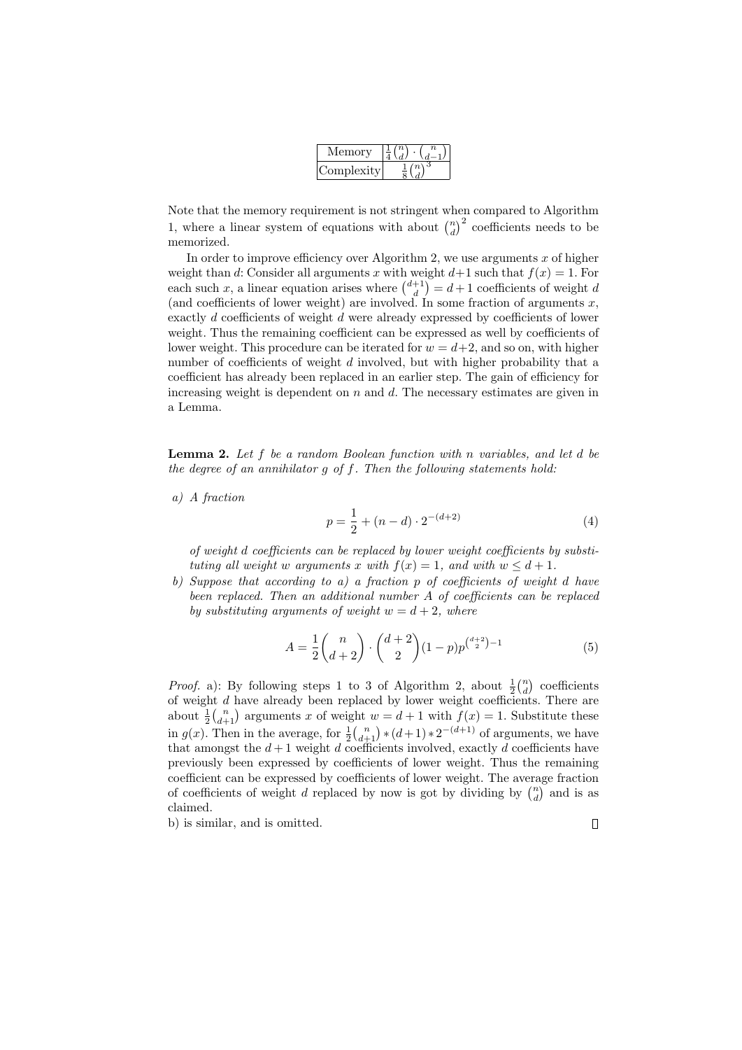| Memory | $\frac{1}{4}\binom{n}{d} \cdot \binom{n}{d-1}$ |
|---|---|
| Complexity | $\frac{1}{8}\binom{n}{d}^3$ |

Note that the memory requirement is not stringent when compared to Algorithm 1, where a linear system of equations with about $\binom{n}{d}^2$ coefficients needs to be memorized.

In order to improve efficiency over Algorithm 2, we use arguments $x$ of higher weight than $d$: Consider all arguments $x$ with weight $d+1$ such that $f(x) = 1$. For each such $x$, a linear equation arises where $\binom{d+1}{d} = d+1$ coefficients of weight $d$ (and coefficients of lower weight) are involved. In some fraction of arguments $x$, exactly $d$ coefficients of weight $d$ were already expressed by coefficients of lower weight. Thus the remaining coefficient can be expressed as well by coefficients of lower weight. This procedure can be iterated for $w = d+2$, and so on, with higher number of coefficients of weight $d$ involved, but with higher probability that a coefficient has already been replaced in an earlier step. The gain of efficiency for increasing weight is dependent on $n$ and $d$. The necessary estimates are given in a Lemma.

**Lemma 2.** *Let $f$ be a random Boolean function with $n$ variables, and let $d$ be the degree of an annihilator $g$ of $f$. Then the following statements hold:*

*a) A fraction*

$$p = \frac{1}{2} + (n-d) \cdot 2^{-(d+2)} \tag{4}$$

*of weight $d$ coefficients can be replaced by lower weight coefficients by substituting all weight $w$ arguments $x$ with $f(x) = 1$, and with $w \leq d+1$.*

*b) Suppose that according to a) a fraction $p$ of coefficients of weight $d$ have been replaced. Then an additional number $A$ of coefficients can be replaced by substituting arguments of weight $w = d+2$, where*

$$A = \frac{1}{2}\binom{n}{d+2} \cdot \binom{d+2}{2}(1-p)p^{\binom{d+2}{2}-1} \tag{5}$$

*Proof.* a): By following steps 1 to 3 of Algorithm 2, about $\frac{1}{2}\binom{n}{d}$ coefficients of weight $d$ have already been replaced by lower weight coefficients. There are about $\frac{1}{2}\binom{n}{d+1}$ arguments $x$ of weight $w = d+1$ with $f(x) = 1$. Substitute these in $g(x)$. Then in the average, for $\frac{1}{2}\binom{n}{d+1} * (d+1) * 2^{-(d+1)}$ of arguments, we have that amongst the $d+1$ weight $d$ coefficients involved, exactly $d$ coefficients have previously been expressed by coefficients of lower weight. Thus the remaining coefficient can be expressed by coefficients of lower weight. The average fraction of coefficients of weight $d$ replaced by now is got by dividing by $\binom{n}{d}$ and is as claimed.

b) is similar, and is omitted. □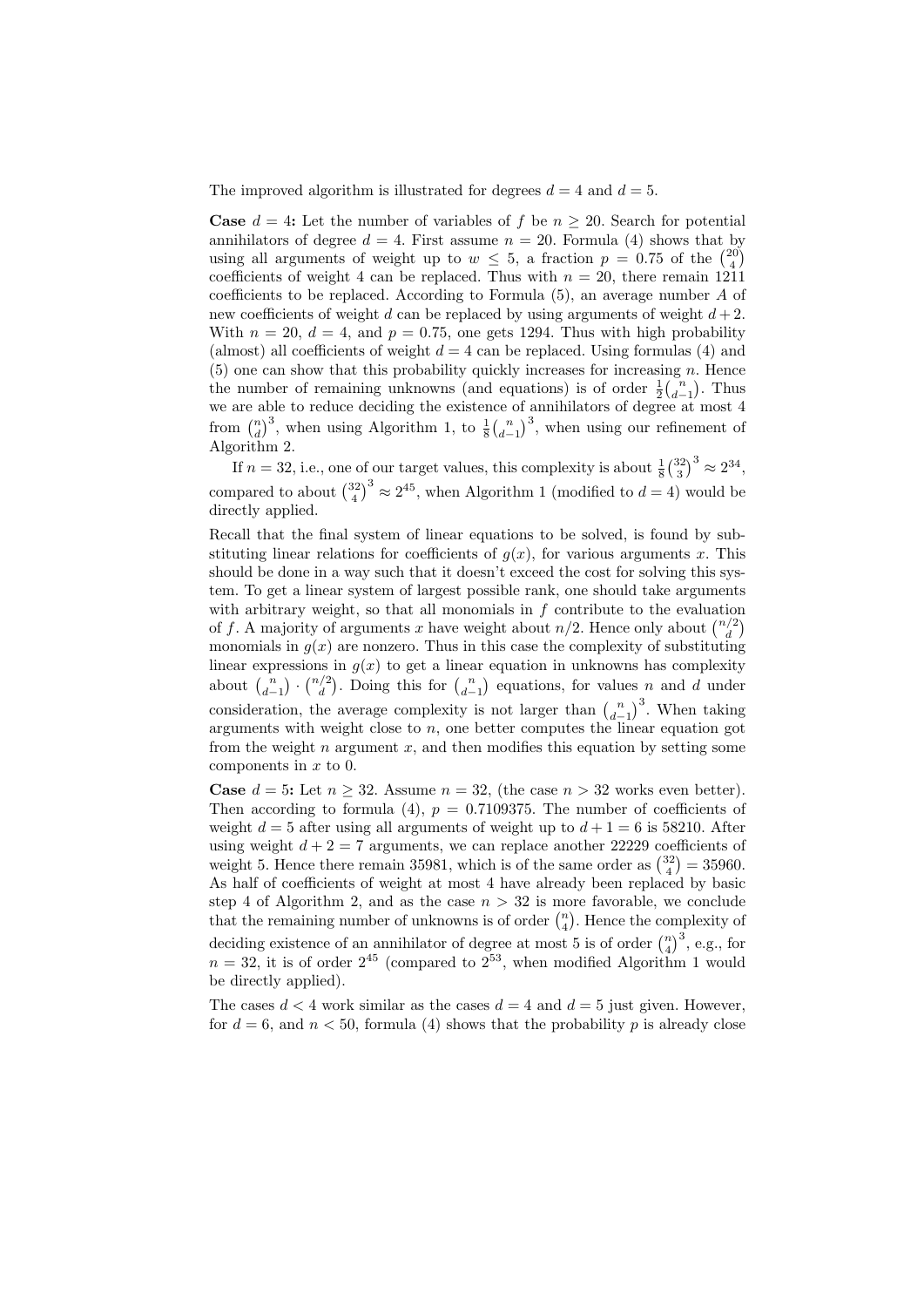The improved algorithm is illustrated for degrees $d = 4$ and $d = 5$.

**Case** $d = 4$**:** Let the number of variables of $f$ be $n \geq 20$. Search for potential annihilators of degree $d = 4$. First assume $n = 20$. Formula (4) shows that by using all arguments of weight up to $w \leq 5$, a fraction $p = 0.75$ of the $\binom{20}{4}$ coefficients of weight 4 can be replaced. Thus with $n = 20$, there remain 1211 coefficients to be replaced. According to Formula (5), an average number $A$ of new coefficients of weight $d$ can be replaced by using arguments of weight $d+2$. With $n = 20$, $d = 4$, and $p = 0.75$, one gets 1294. Thus with high probability (almost) all coefficients of weight $d = 4$ can be replaced. Using formulas (4) and (5) one can show that this probability quickly increases for increasing $n$. Hence the number of remaining unknowns (and equations) is of order $\frac{1}{2}\binom{n}{d-1}$. Thus we are able to reduce deciding the existence of annihilators of degree at most 4 from $\binom{n}{d}^3$, when using Algorithm 1, to $\frac{1}{8}\binom{n}{d-1}^3$, when using our refinement of Algorithm 2.

If $n = 32$, i.e., one of our target values, this complexity is about $\frac{1}{8}\binom{32}{3}^3 \approx 2^{34}$, compared to about $\binom{32}{4}^3 \approx 2^{45}$, when Algorithm 1 (modified to $d = 4$) would be directly applied.

Recall that the final system of linear equations to be solved, is found by substituting linear relations for coefficients of $g(x)$, for various arguments $x$. This should be done in a way such that it doesn't exceed the cost for solving this system. To get a linear system of largest possible rank, one should take arguments with arbitrary weight, so that all monomials in $f$ contribute to the evaluation of $f$. A majority of arguments $x$ have weight about $n/2$. Hence only about $\binom{n/2}{d}$ monomials in $g(x)$ are nonzero. Thus in this case the complexity of substituting linear expressions in $g(x)$ to get a linear equation in unknowns has complexity about $\binom{n}{d-1} \cdot \binom{n/2}{d}$. Doing this for $\binom{n}{d-1}$ equations, for values $n$ and $d$ under consideration, the average complexity is not larger than $\binom{n}{d-1}^3$. When taking arguments with weight close to $n$, one better computes the linear equation got from the weight $n$ argument $x$, and then modifies this equation by setting some components in $x$ to 0.

**Case** $d = 5$**:** Let $n \geq 32$. Assume $n = 32$, (the case $n > 32$ works even better). Then according to formula (4), $p = 0.7109375$. The number of coefficients of weight $d = 5$ after using all arguments of weight up to $d + 1 = 6$ is 58210. After using weight $d + 2 = 7$ arguments, we can replace another 22229 coefficients of weight 5. Hence there remain 35981, which is of the same order as $\binom{32}{4} = 35960$. As half of coefficients of weight at most 4 have already been replaced by basic step 4 of Algorithm 2, and as the case $n > 32$ is more favorable, we conclude that the remaining number of unknowns is of order $\binom{n}{4}$. Hence the complexity of deciding existence of an annihilator of degree at most 5 is of order $\binom{n}{4}^3$, e.g., for $n = 32$, it is of order $2^{45}$ (compared to $2^{53}$, when modified Algorithm 1 would be directly applied).

The cases $d < 4$ work similar as the cases $d = 4$ and $d = 5$ just given. However, for $d = 6$, and $n < 50$, formula (4) shows that the probability $p$ is already close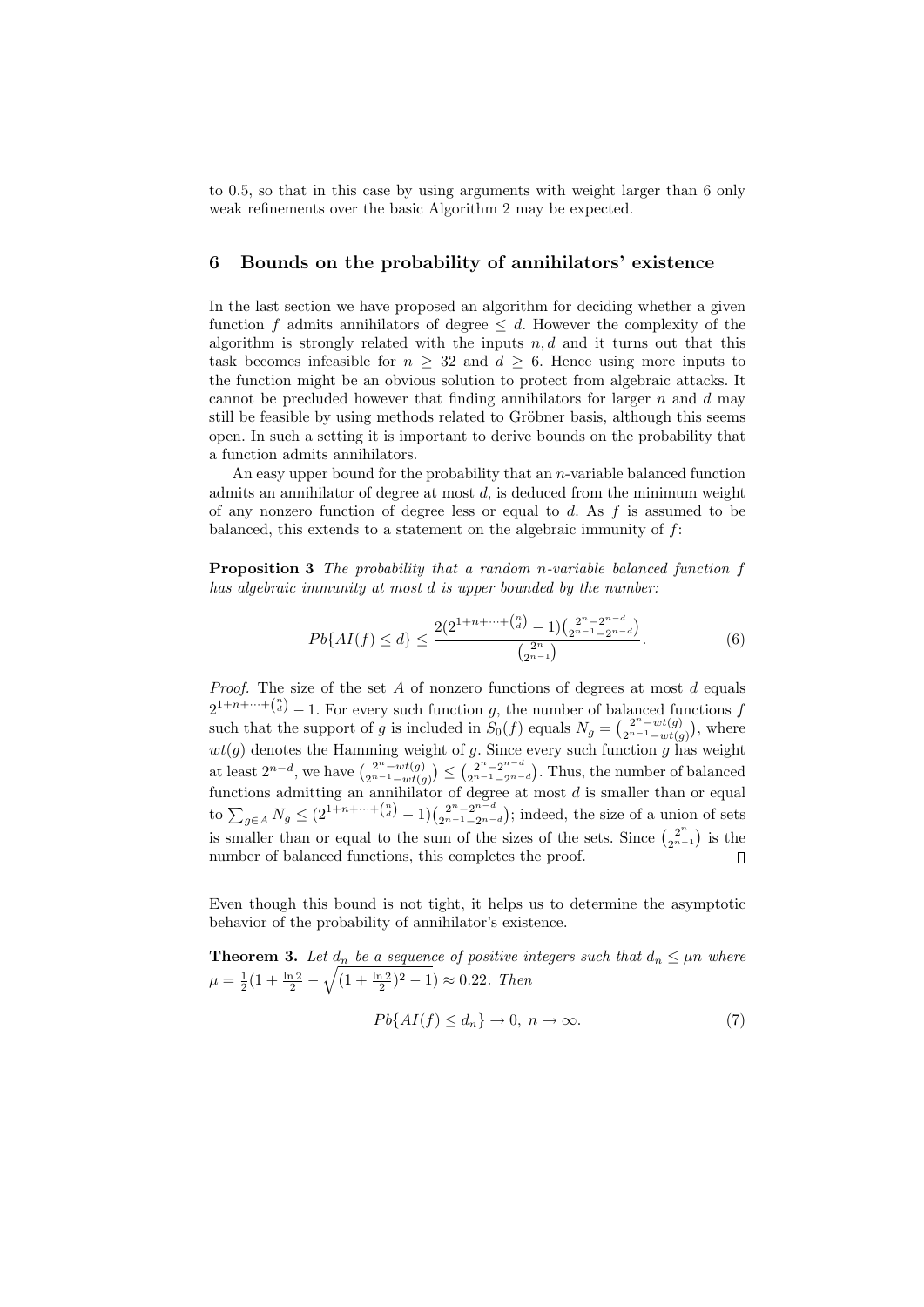to 0.5, so that in this case by using arguments with weight larger than 6 only weak refinements over the basic Algorithm 2 may be expected.

## 6 Bounds on the probability of annihilators' existence

In the last section we have proposed an algorithm for deciding whether a given function $f$ admits annihilators of degree $\leq d$. However the complexity of the algorithm is strongly related with the inputs $n, d$ and it turns out that this task becomes infeasible for $n \geq 32$ and $d \geq 6$. Hence using more inputs to the function might be an obvious solution to protect from algebraic attacks. It cannot be precluded however that finding annihilators for larger $n$ and $d$ may still be feasible by using methods related to Gröbner basis, although this seems open. In such a setting it is important to derive bounds on the probability that a function admits annihilators.

An easy upper bound for the probability that an $n$-variable balanced function admits an annihilator of degree at most $d$, is deduced from the minimum weight of any nonzero function of degree less or equal to $d$. As $f$ is assumed to be balanced, this extends to a statement on the algebraic immunity of $f$:

**Proposition 3** *The probability that a random $n$-variable balanced function $f$ has algebraic immunity at most $d$ is upper bounded by the number:*

$$Pb\{AI(f) \leq d\} \leq \frac{2(2^{1+n+\cdots+\binom{n}{d}} - 1)\binom{2^n-2^{n-d}}{2^{n-1}-2^{n-d}}}{\binom{2^n}{2^{n-1}}}. \tag{6}$$

*Proof.* The size of the set $A$ of nonzero functions of degrees at most $d$ equals $2^{1+n+\cdots+\binom{n}{d}} - 1$. For every such function $g$, the number of balanced functions $f$ such that the support of $g$ is included in $S_0(f)$ equals $N_g = \binom{2^n - wt(g)}{2^{n-1}-wt(g)}$, where $wt(g)$ denotes the Hamming weight of $g$. Since every such function $g$ has weight at least $2^{n-d}$, we have $\binom{2^n-wt(g)}{2^{n-1}-wt(g)} \leq \binom{2^n-2^{n-d}}{2^{n-1}-2^{n-d}}$. Thus, the number of balanced functions admitting an annihilator of degree at most $d$ is smaller than or equal to $\sum_{g \in A} N_g \leq (2^{1+n+\cdots+\binom{n}{d}} - 1)\binom{2^n-2^{n-d}}{2^{n-1}-2^{n-d}}$; indeed, the size of a union of sets is smaller than or equal to the sum of the sizes of the sets. Since $\binom{2^n}{2^{n-1}}$ is the number of balanced functions, this completes the proof. □

Even though this bound is not tight, it helps us to determine the asymptotic behavior of the probability of annihilator's existence.

**Theorem 3.** *Let $d_n$ be a sequence of positive integers such that $d_n \leq \mu n$ where $\mu = \frac{1}{2}(1 + \frac{\ln 2}{2} - \sqrt{(1 + \frac{\ln 2}{2})^2 - 1}) \approx 0.22$. Then*

$$Pb\{AI(f) \leq d_n\} \to 0, \; n \to \infty. \tag{7}$$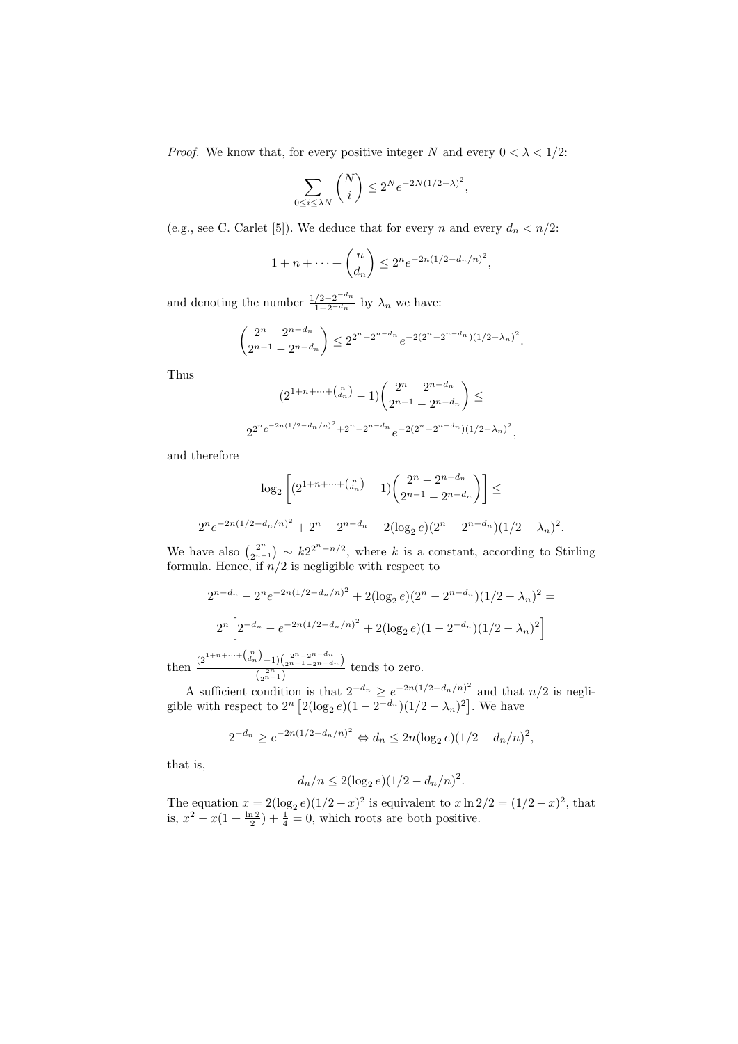*Proof.* We know that, for every positive integer $N$ and every $0 < \lambda < 1/2$:

$$\sum_{0 \leq i \leq \lambda N} \binom{N}{i} \leq 2^N e^{-2N(1/2-\lambda)^2},$$

(e.g., see C. Carlet [5]). We deduce that for every $n$ and every $d_n < n/2$:

$$1 + n + \cdots + \binom{n}{d_n} \leq 2^n e^{-2n(1/2-d_n/n)^2},$$

and denoting the number $\frac{1/2-2^{-d_n}}{1-2^{-d_n}}$ by $\lambda_n$ we have:

$$\binom{2^n - 2^{n-d_n}}{2^{n-1} - 2^{n-d_n}} \leq 2^{2^n - 2^{n-d_n}} e^{-2(2^n-2^{n-d_n})(1/2-\lambda_n)^2}.$$

Thus

$$(2^{1+n+\cdots+\binom{n}{d_n}} - 1)\binom{2^n - 2^{n-d_n}}{2^{n-1} - 2^{n-d_n}} \leq$$

$$2^{2^n e^{-2n(1/2-d_n/n)^2} + 2^n - 2^{n-d_n}} e^{-2(2^n-2^{n-d_n})(1/2-\lambda_n)^2},$$

and therefore

$$\log_2 \left[ (2^{1+n+\cdots+\binom{n}{d_n}} - 1)\binom{2^n - 2^{n-d_n}}{2^{n-1} - 2^{n-d_n}} \right] \leq$$

$$2^n e^{-2n(1/2-d_n/n)^2} + 2^n - 2^{n-d_n} - 2(\log_2 e)(2^n - 2^{n-d_n})(1/2-\lambda_n)^2.$$

We have also $\binom{2^n}{2^{n-1}} \sim k 2^{2^n - n/2}$, where $k$ is a constant, according to Stirling formula. Hence, if $n/2$ is negligible with respect to

$$2^{n-d_n} - 2^n e^{-2n(1/2-d_n/n)^2} + 2(\log_2 e)(2^n - 2^{n-d_n})(1/2-\lambda_n)^2 =$$

$$2^n \left[ 2^{-d_n} - e^{-2n(1/2-d_n/n)^2} + 2(\log_2 e)(1-2^{-d_n})(1/2-\lambda_n)^2 \right]$$

then $\frac{(2^{1+n+\cdots+\binom{n}{d_n}}-1)\binom{2^n-2^{n-d_n}}{2^{n-1}-2^{n-d_n}}}{\binom{2^n}{2^{n-1}}}$ tends to zero.

A sufficient condition is that $2^{-d_n} \geq e^{-2n(1/2-d_n/n)^2}$ and that $n/2$ is negligible with respect to $2^n \left[ 2(\log_2 e)(1-2^{-d_n})(1/2-\lambda_n)^2 \right]$. We have

$$2^{-d_n} \geq e^{-2n(1/2-d_n/n)^2} \Leftrightarrow d_n \leq 2n(\log_2 e)(1/2 - d_n/n)^2,$$

that is,

$$d_n/n \leq 2(\log_2 e)(1/2 - d_n/n)^2.$$

The equation $x = 2(\log_2 e)(1/2-x)^2$ is equivalent to $x \ln 2/2 = (1/2-x)^2$, that is, $x^2 - x(1 + \frac{\ln 2}{2}) + \frac{1}{4} = 0$, which roots are both positive.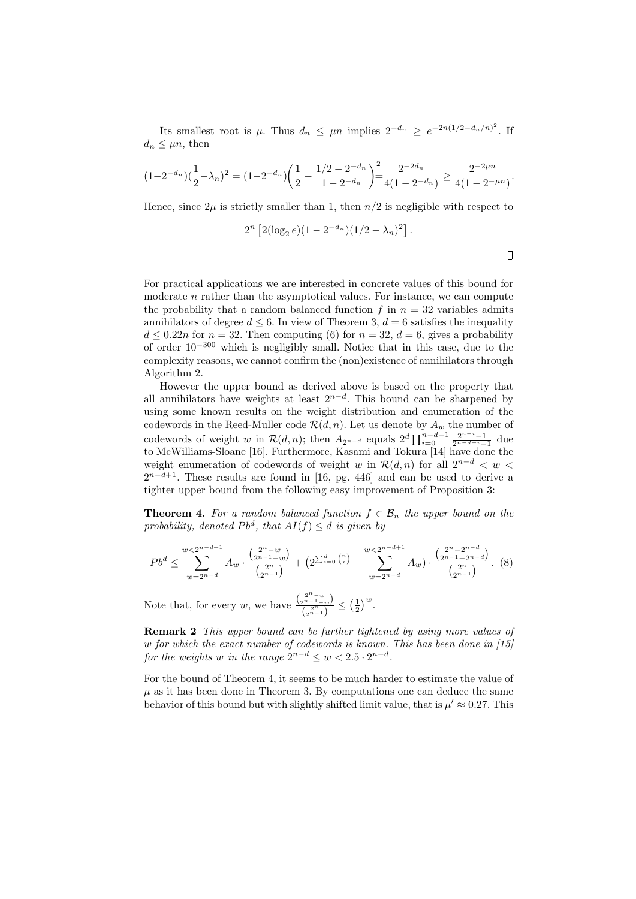Its smallest root is $\mu$. Thus $d_n \leq \mu n$ implies $2^{-d_n} \geq e^{-2n(1/2-d_n/n)^2}$. If $d_n \leq \mu n$, then

$$(1-2^{-d_n})(\frac{1}{2}-\lambda_n)^2 = (1-2^{-d_n})\left(\frac{1}{2} - \frac{1/2-2^{-d_n}}{1-2^{-d_n}}\right)^2 = \frac{2^{-2d_n}}{4(1-2^{-d_n})} \geq \frac{2^{-2\mu n}}{4(1-2^{-\mu n})}.$$

Hence, since $2\mu$ is strictly smaller than 1, then $n/2$ is negligible with respect to

$$2^n \left[2(\log_2 e)(1-2^{-d_n})(1/2-\lambda_n)^2\right].$$

□

For practical applications we are interested in concrete values of this bound for moderate $n$ rather than the asymptotical values. For instance, we can compute the probability that a random balanced function $f$ in $n = 32$ variables admits annihilators of degree $d \leq 6$. In view of Theorem 3, $d = 6$ satisfies the inequality $d \leq 0.22n$ for $n = 32$. Then computing (6) for $n = 32$, $d = 6$, gives a probability of order $10^{-300}$ which is negligibly small. Notice that in this case, due to the complexity reasons, we cannot confirm the (non)existence of annihilators through Algorithm 2.

However the upper bound as derived above is based on the property that all annihilators have weights at least $2^{n-d}$. This bound can be sharpened by using some known results on the weight distribution and enumeration of the codewords in the Reed-Muller code $\mathcal{R}(d,n)$. Let us denote by $A_w$ the number of codewords of weight $w$ in $\mathcal{R}(d,n)$; then $A_{2^{n-d}}$ equals $2^d \prod_{i=0}^{n-d-1} \frac{2^{n-i}-1}{2^{n-d-i}-1}$ due to McWilliams-Sloane [16]. Furthermore, Kasami and Tokura [14] have done the weight enumeration of codewords of weight $w$ in $\mathcal{R}(d,n)$ for all $2^{n-d} < w < 2^{n-d+1}$. These results are found in [16, pg. 446] and can be used to derive a tighter upper bound from the following easy improvement of Proposition 3:

**Theorem 4.** *For a random balanced function $f \in \mathcal{B}_n$ the upper bound on the probability, denoted $Pb^d$, that $AI(f) \leq d$ is given by*

$$Pb^d \leq \sum_{w=2^{n-d}}^{w<2^{n-d+1}} A_w \cdot \frac{\binom{2^n-w}{2^{n-1}-w}}{\binom{2^n}{2^{n-1}}} + \left(2^{\sum_{i=0}^{d}\binom{n}{i}} - \sum_{w=2^{n-d}}^{w<2^{n-d+1}} A_w\right) \cdot \frac{\binom{2^n-2^{n-d}}{2^{n-1}-2^{n-d}}}{\binom{2^n}{2^{n-1}}}. \quad (8)$$

Note that, for every $w$, we have $\frac{\binom{2^n-w}{2^{n-1}-w}}{\binom{2^n}{2^{n-1}}} \leq \left(\frac{1}{2}\right)^w$.

**Remark 2** *This upper bound can be further tightened by using more values of $w$ for which the exact number of codewords is known. This has been done in [15] for the weights $w$ in the range $2^{n-d} \leq w < 2.5 \cdot 2^{n-d}$.*

For the bound of Theorem 4, it seems to be much harder to estimate the value of $\mu$ as it has been done in Theorem 3. By computations one can deduce the same behavior of this bound but with slightly shifted limit value, that is $\mu' \approx 0.27$. This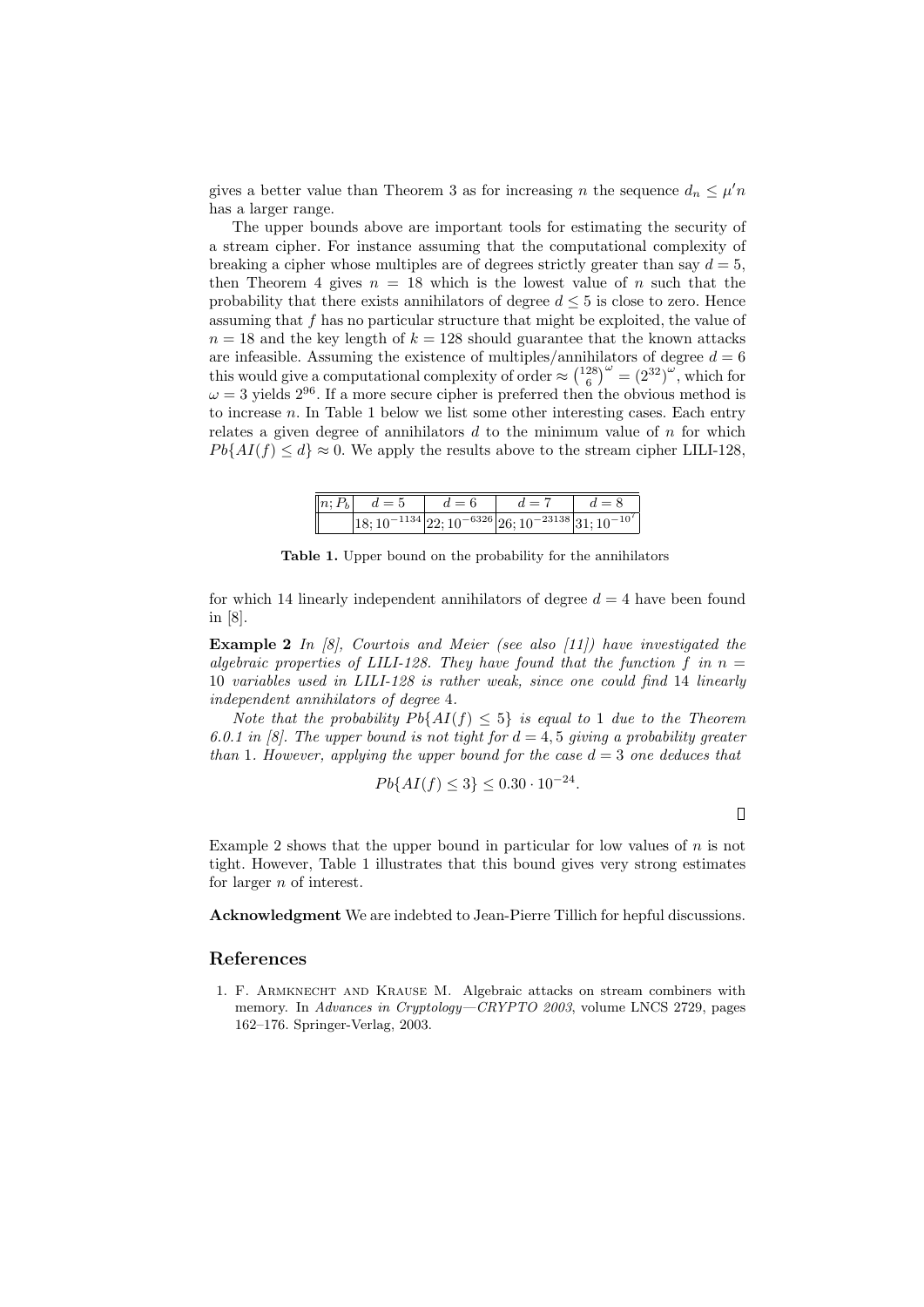gives a better value than Theorem 3 as for increasing $n$ the sequence $d_n \leq \mu' n$ has a larger range.

The upper bounds above are important tools for estimating the security of a stream cipher. For instance assuming that the computational complexity of breaking a cipher whose multiples are of degrees strictly greater than say $d = 5$, then Theorem 4 gives $n = 18$ which is the lowest value of $n$ such that the probability that there exists annihilators of degree $d \leq 5$ is close to zero. Hence assuming that $f$ has no particular structure that might be exploited, the value of $n = 18$ and the key length of $k = 128$ should guarantee that the known attacks are infeasible. Assuming the existence of multiples/annihilators of degree $d = 6$ this would give a computational complexity of order $\approx \binom{128}{6}^{\omega} = (2^{32})^{\omega}$, which for $\omega = 3$ yields $2^{96}$. If a more secure cipher is preferred then the obvious method is to increase $n$. In Table 1 below we list some other interesting cases. Each entry relates a given degree of annihilators $d$ to the minimum value of $n$ for which $Pb\{AI(f) \leq d\} \approx 0$. We apply the results above to the stream cipher LILI-128,

| $n; P_b$ | $d = 5$ | $d = 6$ | $d = 7$ | $d = 8$ |
|---|---|---|---|---|
| | $18; 10^{-1134}$ | $22; 10^{-6326}$ | $26; 10^{-23138}$ | $31; 10^{-10^7}$ |

**Table 1.** Upper bound on the probability for the annihilators

for which 14 linearly independent annihilators of degree $d = 4$ have been found in [8].

**Example 2** *In [8], Courtois and Meier (see also [11]) have investigated the algebraic properties of LILI-128. They have found that the function $f$ in $n = 10$ variables used in LILI-128 is rather weak, since one could find 14 linearly independent annihilators of degree 4.*

*Note that the probability $Pb\{AI(f) \leq 5\}$ is equal to 1 due to the Theorem 6.0.1 in [8]. The upper bound is not tight for $d = 4, 5$ giving a probability greater than 1. However, applying the upper bound for the case $d = 3$ one deduces that*

$$Pb\{AI(f) \leq 3\} \leq 0.30 \cdot 10^{-24}.$$

□

Example 2 shows that the upper bound in particular for low values of $n$ is not tight. However, Table 1 illustrates that this bound gives very strong estimates for larger $n$ of interest.

**Acknowledgment** We are indebted to Jean-Pierre Tillich for hepful discussions.

## References

1. F. Armknecht and Krause M. Algebraic attacks on stream combiners with memory. In *Advances in Cryptology—CRYPTO 2003*, volume LNCS 2729, pages 162–176. Springer-Verlag, 2003.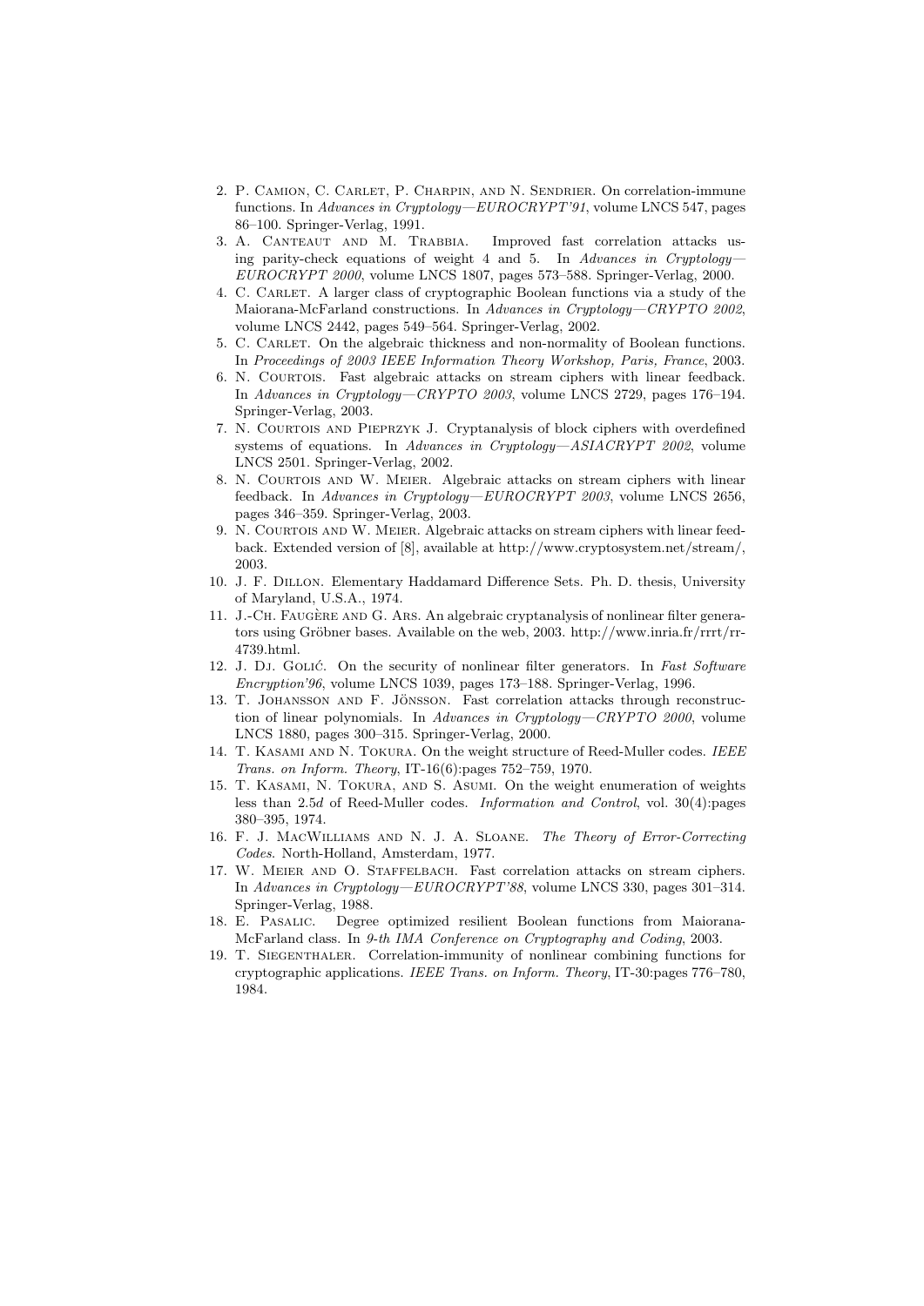2. P. Camion, C. Carlet, P. Charpin, and N. Sendrier. On correlation-immune functions. In *Advances in Cryptology—EUROCRYPT'91*, volume LNCS 547, pages 86–100. Springer-Verlag, 1991.
3. A. Canteaut and M. Trabbia. Improved fast correlation attacks using parity-check equations of weight 4 and 5. In *Advances in Cryptology—EUROCRYPT 2000*, volume LNCS 1807, pages 573–588. Springer-Verlag, 2000.
4. C. Carlet. A larger class of cryptographic Boolean functions via a study of the Maiorana-McFarland constructions. In *Advances in Cryptology—CRYPTO 2002*, volume LNCS 2442, pages 549–564. Springer-Verlag, 2002.
5. C. Carlet. On the algebraic thickness and non-normality of Boolean functions. In *Proceedings of 2003 IEEE Information Theory Workshop, Paris, France*, 2003.
6. N. Courtois. Fast algebraic attacks on stream ciphers with linear feedback. In *Advances in Cryptology—CRYPTO 2003*, volume LNCS 2729, pages 176–194. Springer-Verlag, 2003.
7. N. Courtois and Pieprzyk J. Cryptanalysis of block ciphers with overdefined systems of equations. In *Advances in Cryptology—ASIACRYPT 2002*, volume LNCS 2501. Springer-Verlag, 2002.
8. N. Courtois and W. Meier. Algebraic attacks on stream ciphers with linear feedback. In *Advances in Cryptology—EUROCRYPT 2003*, volume LNCS 2656, pages 346–359. Springer-Verlag, 2003.
9. N. Courtois and W. Meier. Algebraic attacks on stream ciphers with linear feedback. Extended version of [8], available at http://www.cryptosystem.net/stream/, 2003.
10. J. F. Dillon. Elementary Haddamard Difference Sets. Ph. D. thesis, University of Maryland, U.S.A., 1974.
11. J.-Ch. Faugère and G. Ars. An algebraic cryptanalysis of nonlinear filter generators using Gröbner bases. Available on the web, 2003. http://www.inria.fr/rrrt/rr-4739.html.
12. J. Dj. Golić. On the security of nonlinear filter generators. In *Fast Software Encryption'96*, volume LNCS 1039, pages 173–188. Springer-Verlag, 1996.
13. T. Johansson and F. Jönsson. Fast correlation attacks through reconstruction of linear polynomials. In *Advances in Cryptology—CRYPTO 2000*, volume LNCS 1880, pages 300–315. Springer-Verlag, 2000.
14. T. Kasami and N. Tokura. On the weight structure of Reed-Muller codes. *IEEE Trans. on Inform. Theory*, IT-16(6):pages 752–759, 1970.
15. T. Kasami, N. Tokura, and S. Asumi. On the weight enumeration of weights less than 2.5$d$ of Reed-Muller codes. *Information and Control*, vol. 30(4):pages 380–395, 1974.
16. F. J. MacWilliams and N. J. A. Sloane. *The Theory of Error-Correcting Codes*. North-Holland, Amsterdam, 1977.
17. W. Meier and O. Staffelbach. Fast correlation attacks on stream ciphers. In *Advances in Cryptology—EUROCRYPT'88*, volume LNCS 330, pages 301–314. Springer-Verlag, 1988.
18. E. Pasalic. Degree optimized resilient Boolean functions from Maiorana-McFarland class. In *9-th IMA Conference on Cryptography and Coding*, 2003.
19. T. Siegenthaler. Correlation-immunity of nonlinear combining functions for cryptographic applications. *IEEE Trans. on Inform. Theory*, IT-30:pages 776–780, 1984.